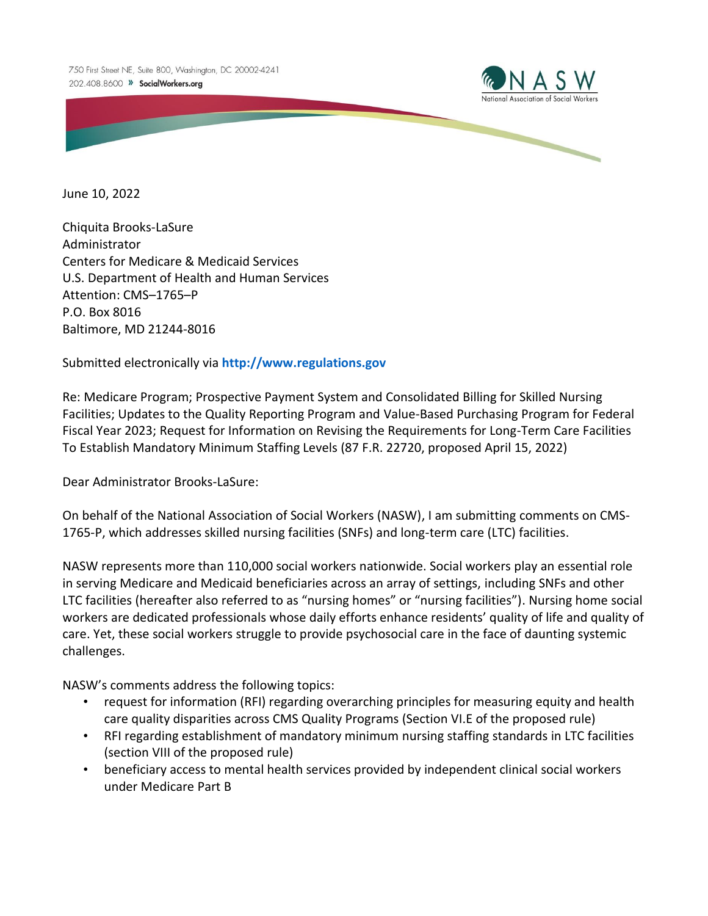750 First Street NE, Suite 800, Washington, DC 20002-4241
202.408.8600 » SocialWorkers.org

NASW
National Association of Social Workers

June 10, 2022

Chiquita Brooks-LaSure
Administrator
Centers for Medicare & Medicaid Services
U.S. Department of Health and Human Services
Attention: CMS–1765–P
P.O. Box 8016
Baltimore, MD 21244-8016

Submitted electronically via **http://www.regulations.gov**

Re: Medicare Program; Prospective Payment System and Consolidated Billing for Skilled Nursing Facilities; Updates to the Quality Reporting Program and Value-Based Purchasing Program for Federal Fiscal Year 2023; Request for Information on Revising the Requirements for Long-Term Care Facilities To Establish Mandatory Minimum Staffing Levels (87 F.R. 22720, proposed April 15, 2022)

Dear Administrator Brooks-LaSure:

On behalf of the National Association of Social Workers (NASW), I am submitting comments on CMS-1765-P, which addresses skilled nursing facilities (SNFs) and long-term care (LTC) facilities.

NASW represents more than 110,000 social workers nationwide. Social workers play an essential role in serving Medicare and Medicaid beneficiaries across an array of settings, including SNFs and other LTC facilities (hereafter also referred to as "nursing homes" or "nursing facilities"). Nursing home social workers are dedicated professionals whose daily efforts enhance residents' quality of life and quality of care. Yet, these social workers struggle to provide psychosocial care in the face of daunting systemic challenges.

NASW's comments address the following topics:

- request for information (RFI) regarding overarching principles for measuring equity and health care quality disparities across CMS Quality Programs (Section VI.E of the proposed rule)
- RFI regarding establishment of mandatory minimum nursing staffing standards in LTC facilities (section VIII of the proposed rule)
- beneficiary access to mental health services provided by independent clinical social workers under Medicare Part B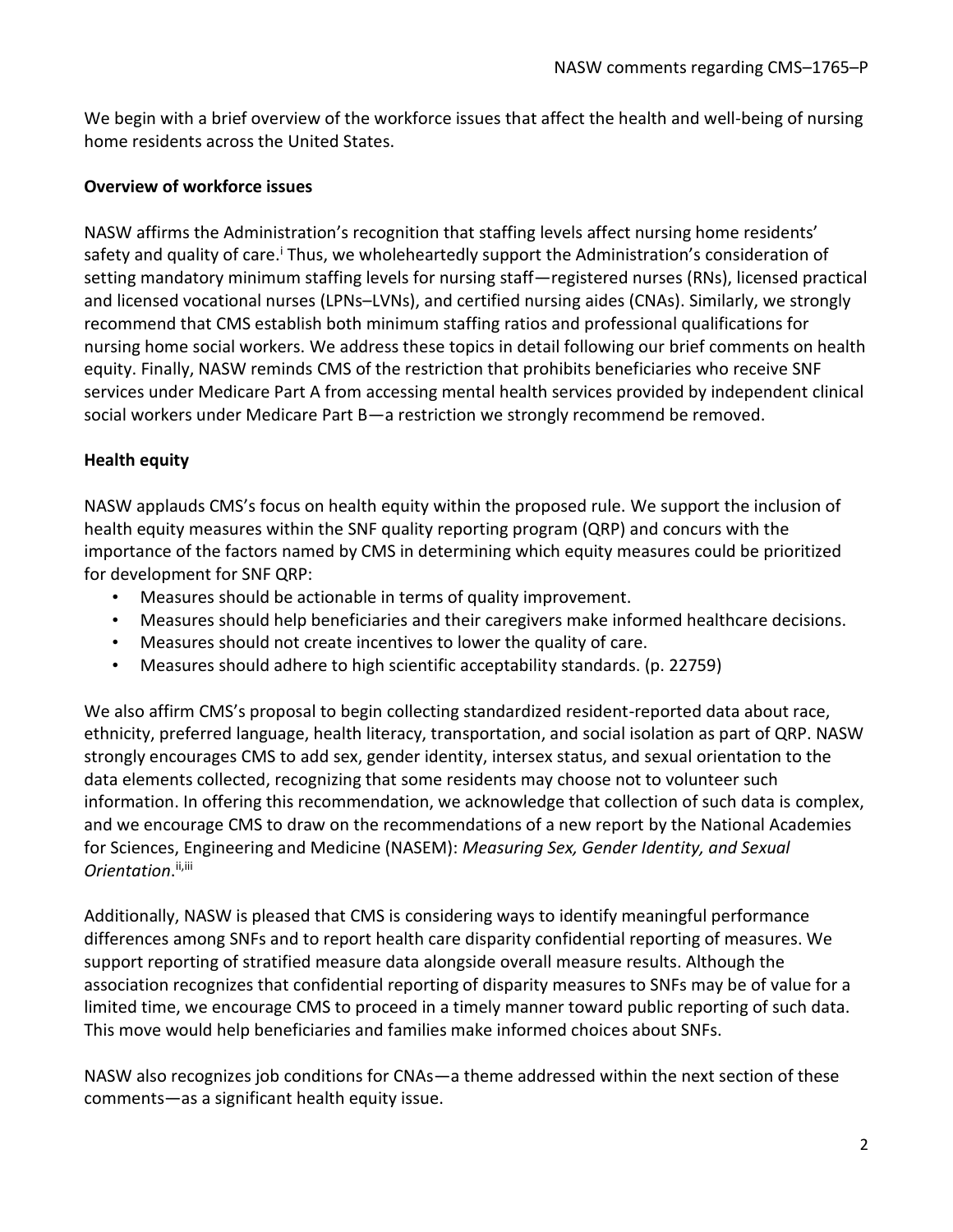We begin with a brief overview of the workforce issues that affect the health and well-being of nursing home residents across the United States.

**Overview of workforce issues**

NASW affirms the Administration's recognition that staffing levels affect nursing home residents' safety and quality of care.[i] Thus, we wholeheartedly support the Administration's consideration of setting mandatory minimum staffing levels for nursing staff—registered nurses (RNs), licensed practical and licensed vocational nurses (LPNs–LVNs), and certified nursing aides (CNAs). Similarly, we strongly recommend that CMS establish both minimum staffing ratios and professional qualifications for nursing home social workers. We address these topics in detail following our brief comments on health equity. Finally, NASW reminds CMS of the restriction that prohibits beneficiaries who receive SNF services under Medicare Part A from accessing mental health services provided by independent clinical social workers under Medicare Part B—a restriction we strongly recommend be removed.

**Health equity**

NASW applauds CMS's focus on health equity within the proposed rule. We support the inclusion of health equity measures within the SNF quality reporting program (QRP) and concurs with the importance of the factors named by CMS in determining which equity measures could be prioritized for development for SNF QRP:

- Measures should be actionable in terms of quality improvement.
- Measures should help beneficiaries and their caregivers make informed healthcare decisions.
- Measures should not create incentives to lower the quality of care.
- Measures should adhere to high scientific acceptability standards. (p. 22759)

We also affirm CMS's proposal to begin collecting standardized resident-reported data about race, ethnicity, preferred language, health literacy, transportation, and social isolation as part of QRP. NASW strongly encourages CMS to add sex, gender identity, intersex status, and sexual orientation to the data elements collected, recognizing that some residents may choose not to volunteer such information. In offering this recommendation, we acknowledge that collection of such data is complex, and we encourage CMS to draw on the recommendations of a new report by the National Academies for Sciences, Engineering and Medicine (NASEM): *Measuring Sex, Gender Identity, and Sexual Orientation*.[ii,iii]

Additionally, NASW is pleased that CMS is considering ways to identify meaningful performance differences among SNFs and to report health care disparity confidential reporting of measures. We support reporting of stratified measure data alongside overall measure results. Although the association recognizes that confidential reporting of disparity measures to SNFs may be of value for a limited time, we encourage CMS to proceed in a timely manner toward public reporting of such data. This move would help beneficiaries and families make informed choices about SNFs.

NASW also recognizes job conditions for CNAs—a theme addressed within the next section of these comments—as a significant health equity issue.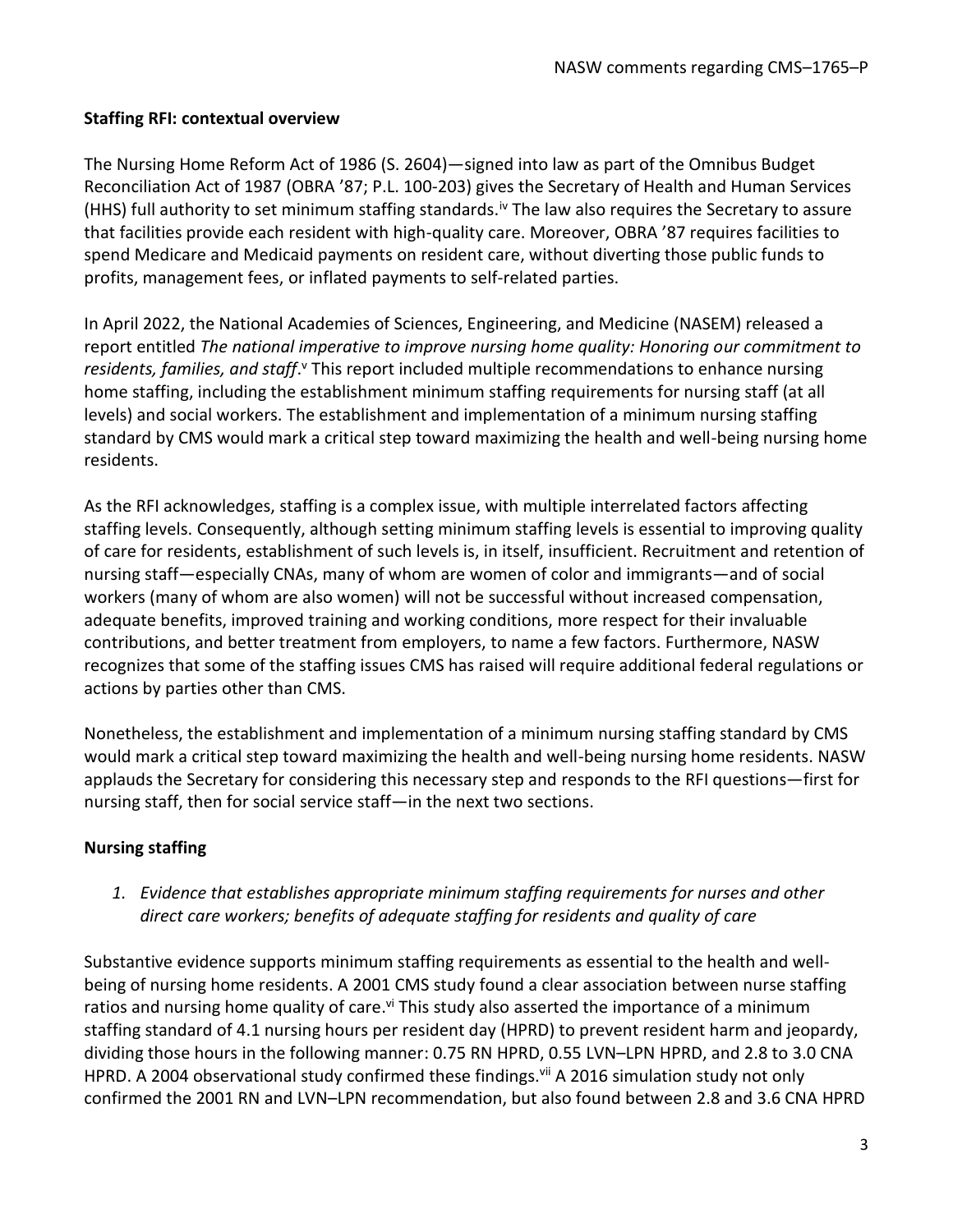**Staffing RFI: contextual overview**

The Nursing Home Reform Act of 1986 (S. 2604)—signed into law as part of the Omnibus Budget Reconciliation Act of 1987 (OBRA '87; P.L. 100-203) gives the Secretary of Health and Human Services (HHS) full authority to set minimum staffing standards.[iv] The law also requires the Secretary to assure that facilities provide each resident with high-quality care. Moreover, OBRA '87 requires facilities to spend Medicare and Medicaid payments on resident care, without diverting those public funds to profits, management fees, or inflated payments to self-related parties.

In April 2022, the National Academies of Sciences, Engineering, and Medicine (NASEM) released a report entitled *The national imperative to improve nursing home quality: Honoring our commitment to residents, families, and staff*.[v] This report included multiple recommendations to enhance nursing home staffing, including the establishment minimum staffing requirements for nursing staff (at all levels) and social workers. The establishment and implementation of a minimum nursing staffing standard by CMS would mark a critical step toward maximizing the health and well-being nursing home residents.

As the RFI acknowledges, staffing is a complex issue, with multiple interrelated factors affecting staffing levels. Consequently, although setting minimum staffing levels is essential to improving quality of care for residents, establishment of such levels is, in itself, insufficient. Recruitment and retention of nursing staff—especially CNAs, many of whom are women of color and immigrants—and of social workers (many of whom are also women) will not be successful without increased compensation, adequate benefits, improved training and working conditions, more respect for their invaluable contributions, and better treatment from employers, to name a few factors. Furthermore, NASW recognizes that some of the staffing issues CMS has raised will require additional federal regulations or actions by parties other than CMS.

Nonetheless, the establishment and implementation of a minimum nursing staffing standard by CMS would mark a critical step toward maximizing the health and well-being nursing home residents. NASW applauds the Secretary for considering this necessary step and responds to the RFI questions—first for nursing staff, then for social service staff—in the next two sections.

**Nursing staffing**

1. *Evidence that establishes appropriate minimum staffing requirements for nurses and other direct care workers; benefits of adequate staffing for residents and quality of care*

Substantive evidence supports minimum staffing requirements as essential to the health and well-being of nursing home residents. A 2001 CMS study found a clear association between nurse staffing ratios and nursing home quality of care.[vi] This study also asserted the importance of a minimum staffing standard of 4.1 nursing hours per resident day (HPRD) to prevent resident harm and jeopardy, dividing those hours in the following manner: 0.75 RN HPRD, 0.55 LVN–LPN HPRD, and 2.8 to 3.0 CNA HPRD. A 2004 observational study confirmed these findings.[vii] A 2016 simulation study not only confirmed the 2001 RN and LVN–LPN recommendation, but also found between 2.8 and 3.6 CNA HPRD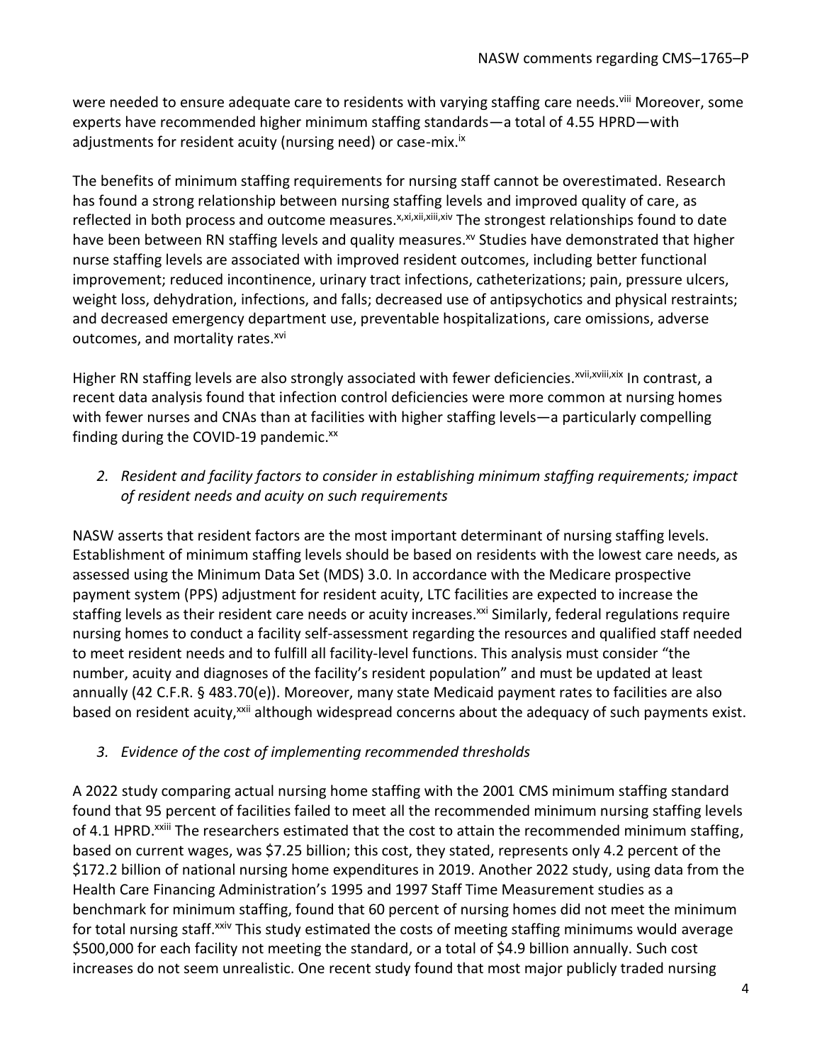were needed to ensure adequate care to residents with varying staffing care needs.[viii] Moreover, some experts have recommended higher minimum staffing standards—a total of 4.55 HPRD—with adjustments for resident acuity (nursing need) or case-mix.[ix]

The benefits of minimum staffing requirements for nursing staff cannot be overestimated. Research has found a strong relationship between nursing staffing levels and improved quality of care, as reflected in both process and outcome measures.[x,xi,xii,xiii,xiv] The strongest relationships found to date have been between RN staffing levels and quality measures.[xv] Studies have demonstrated that higher nurse staffing levels are associated with improved resident outcomes, including better functional improvement; reduced incontinence, urinary tract infections, catheterizations; pain, pressure ulcers, weight loss, dehydration, infections, and falls; decreased use of antipsychotics and physical restraints; and decreased emergency department use, preventable hospitalizations, care omissions, adverse outcomes, and mortality rates.[xvi]

Higher RN staffing levels are also strongly associated with fewer deficiencies.[xvii,xviii,xix] In contrast, a recent data analysis found that infection control deficiencies were more common at nursing homes with fewer nurses and CNAs than at facilities with higher staffing levels—a particularly compelling finding during the COVID-19 pandemic.[xx]

2. *Resident and facility factors to consider in establishing minimum staffing requirements; impact of resident needs and acuity on such requirements*

NASW asserts that resident factors are the most important determinant of nursing staffing levels. Establishment of minimum staffing levels should be based on residents with the lowest care needs, as assessed using the Minimum Data Set (MDS) 3.0. In accordance with the Medicare prospective payment system (PPS) adjustment for resident acuity, LTC facilities are expected to increase the staffing levels as their resident care needs or acuity increases.[xxi] Similarly, federal regulations require nursing homes to conduct a facility self-assessment regarding the resources and qualified staff needed to meet resident needs and to fulfill all facility-level functions. This analysis must consider "the number, acuity and diagnoses of the facility's resident population" and must be updated at least annually (42 C.F.R. § 483.70(e)). Moreover, many state Medicaid payment rates to facilities are also based on resident acuity,[xxii] although widespread concerns about the adequacy of such payments exist.

3. *Evidence of the cost of implementing recommended thresholds*

A 2022 study comparing actual nursing home staffing with the 2001 CMS minimum staffing standard found that 95 percent of facilities failed to meet all the recommended minimum nursing staffing levels of 4.1 HPRD.[xxiii] The researchers estimated that the cost to attain the recommended minimum staffing, based on current wages, was $7.25 billion; this cost, they stated, represents only 4.2 percent of the $172.2 billion of national nursing home expenditures in 2019. Another 2022 study, using data from the Health Care Financing Administration's 1995 and 1997 Staff Time Measurement studies as a benchmark for minimum staffing, found that 60 percent of nursing homes did not meet the minimum for total nursing staff.[xxiv] This study estimated the costs of meeting staffing minimums would average $500,000 for each facility not meeting the standard, or a total of $4.9 billion annually. Such cost increases do not seem unrealistic. One recent study found that most major publicly traded nursing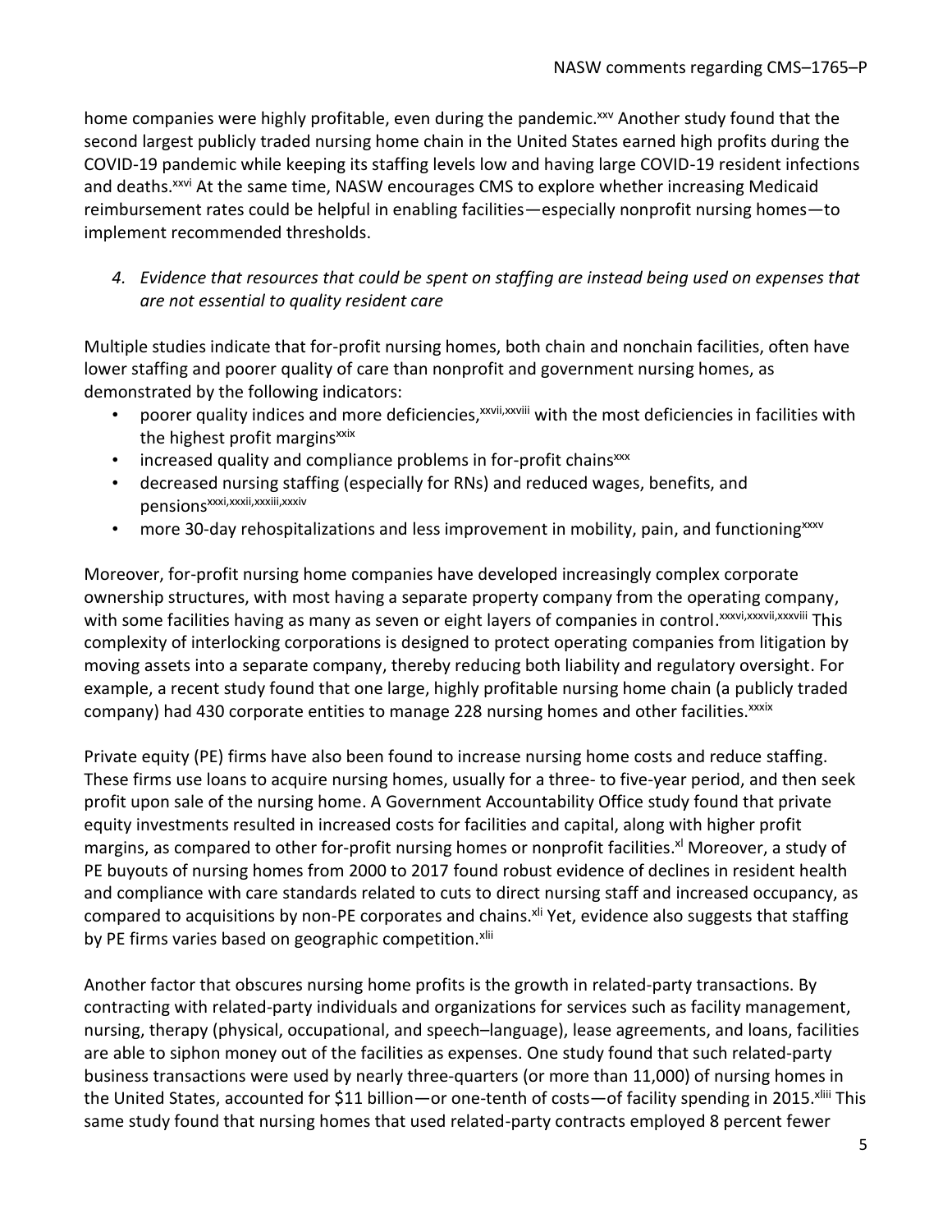home companies were highly profitable, even during the pandemic.[xxv] Another study found that the second largest publicly traded nursing home chain in the United States earned high profits during the COVID-19 pandemic while keeping its staffing levels low and having large COVID-19 resident infections and deaths.[xxvi] At the same time, NASW encourages CMS to explore whether increasing Medicaid reimbursement rates could be helpful in enabling facilities—especially nonprofit nursing homes—to implement recommended thresholds.

*4. Evidence that resources that could be spent on staffing are instead being used on expenses that are not essential to quality resident care*

Multiple studies indicate that for-profit nursing homes, both chain and nonchain facilities, often have lower staffing and poorer quality of care than nonprofit and government nursing homes, as demonstrated by the following indicators:

- poorer quality indices and more deficiencies,[xxvii,xxviii] with the most deficiencies in facilities with the highest profit margins[xxix]
- increased quality and compliance problems in for-profit chains[xxx]
- decreased nursing staffing (especially for RNs) and reduced wages, benefits, and pensions[xxxi,xxxii,xxxiii,xxxiv]
- more 30-day rehospitalizations and less improvement in mobility, pain, and functioning[xxxv]

Moreover, for-profit nursing home companies have developed increasingly complex corporate ownership structures, with most having a separate property company from the operating company, with some facilities having as many as seven or eight layers of companies in control.[xxxvi,xxxvii,xxxviii] This complexity of interlocking corporations is designed to protect operating companies from litigation by moving assets into a separate company, thereby reducing both liability and regulatory oversight. For example, a recent study found that one large, highly profitable nursing home chain (a publicly traded company) had 430 corporate entities to manage 228 nursing homes and other facilities.[xxxix]

Private equity (PE) firms have also been found to increase nursing home costs and reduce staffing. These firms use loans to acquire nursing homes, usually for a three- to five-year period, and then seek profit upon sale of the nursing home. A Government Accountability Office study found that private equity investments resulted in increased costs for facilities and capital, along with higher profit margins, as compared to other for-profit nursing homes or nonprofit facilities.[xl] Moreover, a study of PE buyouts of nursing homes from 2000 to 2017 found robust evidence of declines in resident health and compliance with care standards related to cuts to direct nursing staff and increased occupancy, as compared to acquisitions by non-PE corporates and chains.[xli] Yet, evidence also suggests that staffing by PE firms varies based on geographic competition.[xlii]

Another factor that obscures nursing home profits is the growth in related-party transactions. By contracting with related-party individuals and organizations for services such as facility management, nursing, therapy (physical, occupational, and speech–language), lease agreements, and loans, facilities are able to siphon money out of the facilities as expenses. One study found that such related-party business transactions were used by nearly three-quarters (or more than 11,000) of nursing homes in the United States, accounted for $11 billion—or one-tenth of costs—of facility spending in 2015.[xliii] This same study found that nursing homes that used related-party contracts employed 8 percent fewer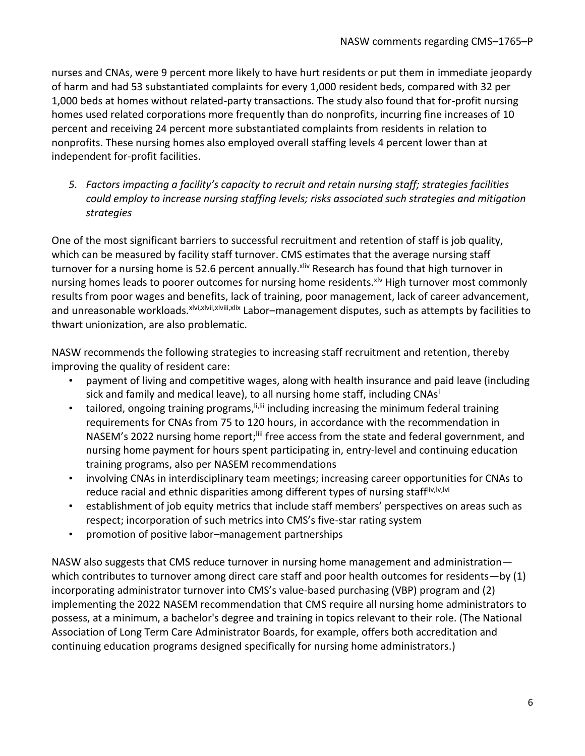nurses and CNAs, were 9 percent more likely to have hurt residents or put them in immediate jeopardy of harm and had 53 substantiated complaints for every 1,000 resident beds, compared with 32 per 1,000 beds at homes without related-party transactions. The study also found that for-profit nursing homes used related corporations more frequently than do nonprofits, incurring fine increases of 10 percent and receiving 24 percent more substantiated complaints from residents in relation to nonprofits. These nursing homes also employed overall staffing levels 4 percent lower than at independent for-profit facilities.

5. *Factors impacting a facility's capacity to recruit and retain nursing staff; strategies facilities could employ to increase nursing staffing levels; risks associated such strategies and mitigation strategies*

One of the most significant barriers to successful recruitment and retention of staff is job quality, which can be measured by facility staff turnover. CMS estimates that the average nursing staff turnover for a nursing home is 52.6 percent annually.[xliv] Research has found that high turnover in nursing homes leads to poorer outcomes for nursing home residents.[xlv] High turnover most commonly results from poor wages and benefits, lack of training, poor management, lack of career advancement, and unreasonable workloads.[xlvi,xlvii,xlviii,xlix] Labor–management disputes, such as attempts by facilities to thwart unionization, are also problematic.

NASW recommends the following strategies to increasing staff recruitment and retention, thereby improving the quality of resident care:

- payment of living and competitive wages, along with health insurance and paid leave (including sick and family and medical leave), to all nursing home staff, including CNAs[l]
- tailored, ongoing training programs,[li,lii] including increasing the minimum federal training requirements for CNAs from 75 to 120 hours, in accordance with the recommendation in NASEM's 2022 nursing home report;[liii] free access from the state and federal government, and nursing home payment for hours spent participating in, entry-level and continuing education training programs, also per NASEM recommendations
- involving CNAs in interdisciplinary team meetings; increasing career opportunities for CNAs to reduce racial and ethnic disparities among different types of nursing staff[liv,lv,lvi]
- establishment of job equity metrics that include staff members' perspectives on areas such as respect; incorporation of such metrics into CMS's five-star rating system
- promotion of positive labor–management partnerships

NASW also suggests that CMS reduce turnover in nursing home management and administration—which contributes to turnover among direct care staff and poor health outcomes for residents—by (1) incorporating administrator turnover into CMS's value-based purchasing (VBP) program and (2) implementing the 2022 NASEM recommendation that CMS require all nursing home administrators to possess, at a minimum, a bachelor's degree and training in topics relevant to their role. (The National Association of Long Term Care Administrator Boards, for example, offers both accreditation and continuing education programs designed specifically for nursing home administrators.)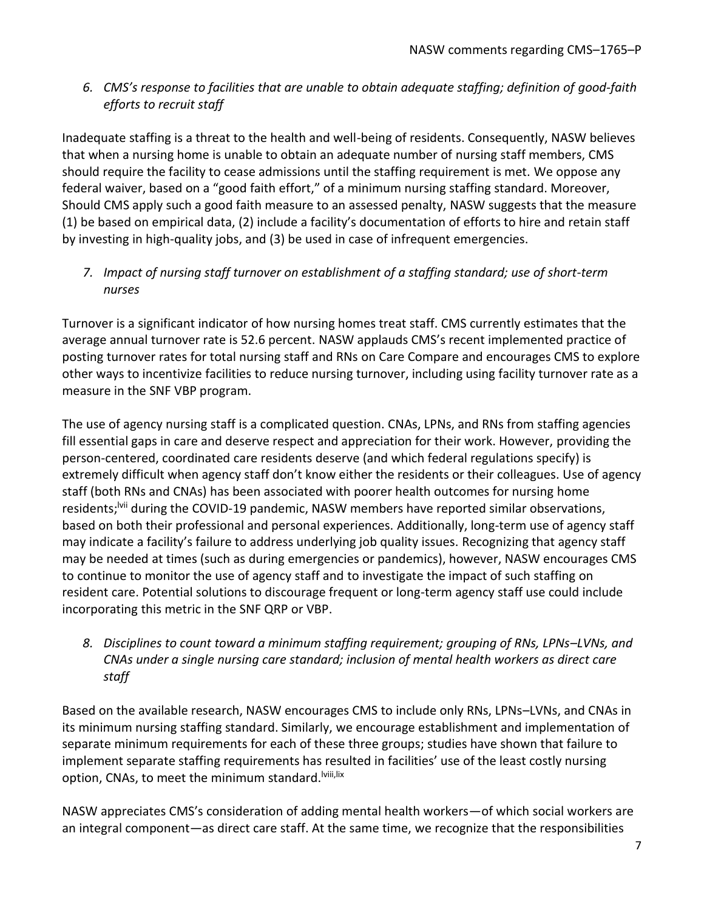*6. CMS's response to facilities that are unable to obtain adequate staffing; definition of good-faith efforts to recruit staff*

Inadequate staffing is a threat to the health and well-being of residents. Consequently, NASW believes that when a nursing home is unable to obtain an adequate number of nursing staff members, CMS should require the facility to cease admissions until the staffing requirement is met. We oppose any federal waiver, based on a "good faith effort," of a minimum nursing staffing standard. Moreover, Should CMS apply such a good faith measure to an assessed penalty, NASW suggests that the measure (1) be based on empirical data, (2) include a facility's documentation of efforts to hire and retain staff by investing in high-quality jobs, and (3) be used in case of infrequent emergencies.

*7. Impact of nursing staff turnover on establishment of a staffing standard; use of short-term nurses*

Turnover is a significant indicator of how nursing homes treat staff. CMS currently estimates that the average annual turnover rate is 52.6 percent. NASW applauds CMS's recent implemented practice of posting turnover rates for total nursing staff and RNs on Care Compare and encourages CMS to explore other ways to incentivize facilities to reduce nursing turnover, including using facility turnover rate as a measure in the SNF VBP program.

The use of agency nursing staff is a complicated question. CNAs, LPNs, and RNs from staffing agencies fill essential gaps in care and deserve respect and appreciation for their work. However, providing the person-centered, coordinated care residents deserve (and which federal regulations specify) is extremely difficult when agency staff don't know either the residents or their colleagues. Use of agency staff (both RNs and CNAs) has been associated with poorer health outcomes for nursing home residents;[lvii] during the COVID-19 pandemic, NASW members have reported similar observations, based on both their professional and personal experiences. Additionally, long-term use of agency staff may indicate a facility's failure to address underlying job quality issues. Recognizing that agency staff may be needed at times (such as during emergencies or pandemics), however, NASW encourages CMS to continue to monitor the use of agency staff and to investigate the impact of such staffing on resident care. Potential solutions to discourage frequent or long-term agency staff use could include incorporating this metric in the SNF QRP or VBP.

*8. Disciplines to count toward a minimum staffing requirement; grouping of RNs, LPNs–LVNs, and CNAs under a single nursing care standard; inclusion of mental health workers as direct care staff*

Based on the available research, NASW encourages CMS to include only RNs, LPNs–LVNs, and CNAs in its minimum nursing staffing standard. Similarly, we encourage establishment and implementation of separate minimum requirements for each of these three groups; studies have shown that failure to implement separate staffing requirements has resulted in facilities' use of the least costly nursing option, CNAs, to meet the minimum standard.[lviii,lix]

NASW appreciates CMS's consideration of adding mental health workers—of which social workers are an integral component—as direct care staff. At the same time, we recognize that the responsibilities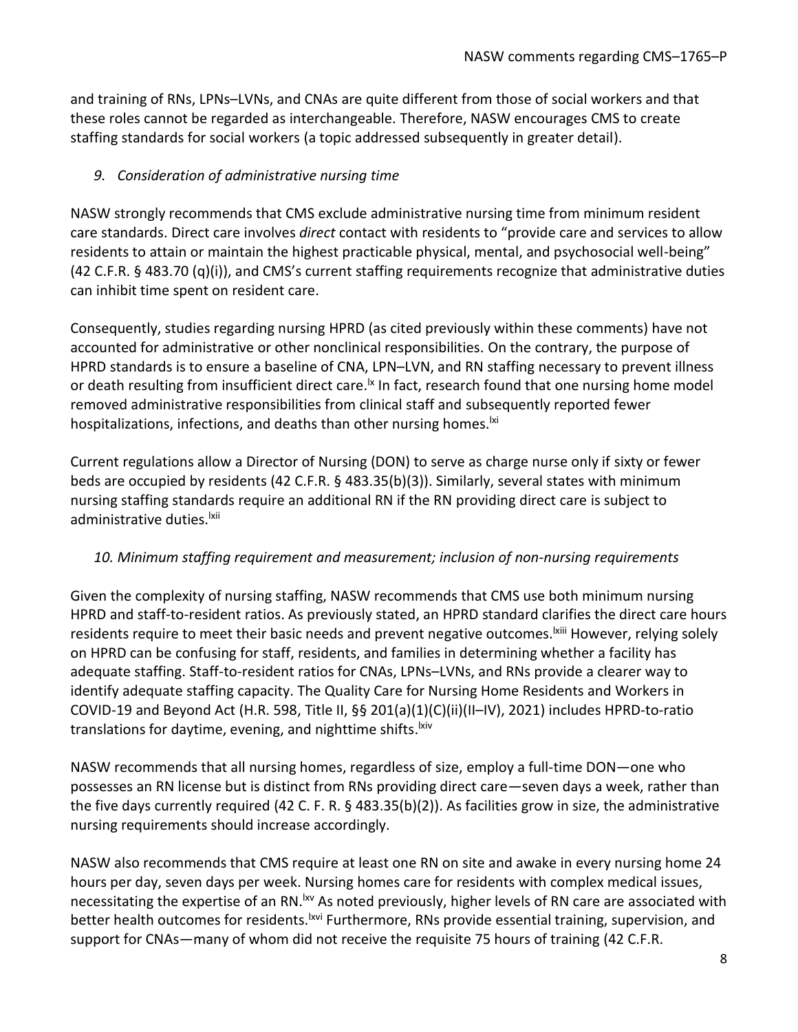and training of RNs, LPNs–LVNs, and CNAs are quite different from those of social workers and that these roles cannot be regarded as interchangeable. Therefore, NASW encourages CMS to create staffing standards for social workers (a topic addressed subsequently in greater detail).

### *9. Consideration of administrative nursing time*

NASW strongly recommends that CMS exclude administrative nursing time from minimum resident care standards. Direct care involves *direct* contact with residents to "provide care and services to allow residents to attain or maintain the highest practicable physical, mental, and psychosocial well-being" (42 C.F.R. § 483.70 (q)(i)), and CMS's current staffing requirements recognize that administrative duties can inhibit time spent on resident care.

Consequently, studies regarding nursing HPRD (as cited previously within these comments) have not accounted for administrative or other nonclinical responsibilities. On the contrary, the purpose of HPRD standards is to ensure a baseline of CNA, LPN–LVN, and RN staffing necessary to prevent illness or death resulting from insufficient direct care.[lx] In fact, research found that one nursing home model removed administrative responsibilities from clinical staff and subsequently reported fewer hospitalizations, infections, and deaths than other nursing homes.[lxi]

Current regulations allow a Director of Nursing (DON) to serve as charge nurse only if sixty or fewer beds are occupied by residents (42 C.F.R. § 483.35(b)(3)). Similarly, several states with minimum nursing staffing standards require an additional RN if the RN providing direct care is subject to administrative duties.[lxii]

### *10. Minimum staffing requirement and measurement; inclusion of non-nursing requirements*

Given the complexity of nursing staffing, NASW recommends that CMS use both minimum nursing HPRD and staff-to-resident ratios. As previously stated, an HPRD standard clarifies the direct care hours residents require to meet their basic needs and prevent negative outcomes.[lxiii] However, relying solely on HPRD can be confusing for staff, residents, and families in determining whether a facility has adequate staffing. Staff-to-resident ratios for CNAs, LPNs–LVNs, and RNs provide a clearer way to identify adequate staffing capacity. The Quality Care for Nursing Home Residents and Workers in COVID-19 and Beyond Act (H.R. 598, Title II, §§ 201(a)(1)(C)(ii)(II–IV), 2021) includes HPRD-to-ratio translations for daytime, evening, and nighttime shifts.[lxiv]

NASW recommends that all nursing homes, regardless of size, employ a full-time DON—one who possesses an RN license but is distinct from RNs providing direct care—seven days a week, rather than the five days currently required (42 C. F. R. § 483.35(b)(2)). As facilities grow in size, the administrative nursing requirements should increase accordingly.

NASW also recommends that CMS require at least one RN on site and awake in every nursing home 24 hours per day, seven days per week. Nursing homes care for residents with complex medical issues, necessitating the expertise of an RN.[lxv] As noted previously, higher levels of RN care are associated with better health outcomes for residents.[lxvi] Furthermore, RNs provide essential training, supervision, and support for CNAs—many of whom did not receive the requisite 75 hours of training (42 C.F.R.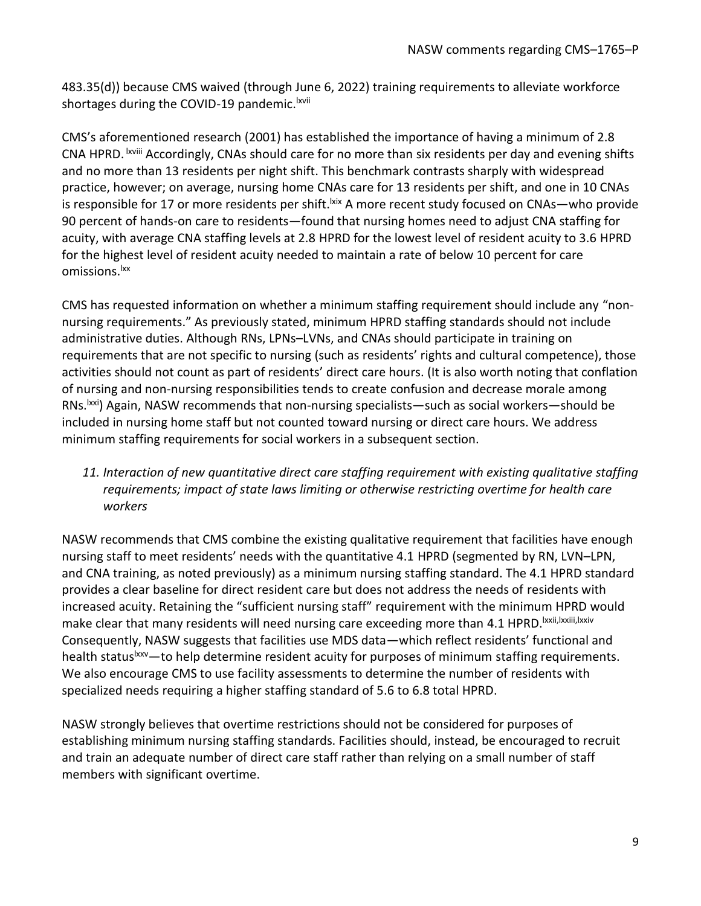483.35(d)) because CMS waived (through June 6, 2022) training requirements to alleviate workforce shortages during the COVID-19 pandemic.[lxvii]

CMS's aforementioned research (2001) has established the importance of having a minimum of 2.8 CNA HPRD. [lxviii] Accordingly, CNAs should care for no more than six residents per day and evening shifts and no more than 13 residents per night shift. This benchmark contrasts sharply with widespread practice, however; on average, nursing home CNAs care for 13 residents per shift, and one in 10 CNAs is responsible for 17 or more residents per shift.[lxix] A more recent study focused on CNAs—who provide 90 percent of hands-on care to residents—found that nursing homes need to adjust CNA staffing for acuity, with average CNA staffing levels at 2.8 HPRD for the lowest level of resident acuity to 3.6 HPRD for the highest level of resident acuity needed to maintain a rate of below 10 percent for care omissions.[lxx]

CMS has requested information on whether a minimum staffing requirement should include any "non-nursing requirements." As previously stated, minimum HPRD staffing standards should not include administrative duties. Although RNs, LPNs–LVNs, and CNAs should participate in training on requirements that are not specific to nursing (such as residents' rights and cultural competence), those activities should not count as part of residents' direct care hours. (It is also worth noting that conflation of nursing and non-nursing responsibilities tends to create confusion and decrease morale among RNs.[lxxi]) Again, NASW recommends that non-nursing specialists—such as social workers—should be included in nursing home staff but not counted toward nursing or direct care hours. We address minimum staffing requirements for social workers in a subsequent section.

*11. Interaction of new quantitative direct care staffing requirement with existing qualitative staffing requirements; impact of state laws limiting or otherwise restricting overtime for health care workers*

NASW recommends that CMS combine the existing qualitative requirement that facilities have enough nursing staff to meet residents' needs with the quantitative 4.1 HPRD (segmented by RN, LVN–LPN, and CNA training, as noted previously) as a minimum nursing staffing standard. The 4.1 HPRD standard provides a clear baseline for direct resident care but does not address the needs of residents with increased acuity. Retaining the "sufficient nursing staff" requirement with the minimum HPRD would make clear that many residents will need nursing care exceeding more than 4.1 HPRD.[lxxii,lxxiii,lxxiv] Consequently, NASW suggests that facilities use MDS data—which reflect residents' functional and health status[lxxv]—to help determine resident acuity for purposes of minimum staffing requirements. We also encourage CMS to use facility assessments to determine the number of residents with specialized needs requiring a higher staffing standard of 5.6 to 6.8 total HPRD.

NASW strongly believes that overtime restrictions should not be considered for purposes of establishing minimum nursing staffing standards. Facilities should, instead, be encouraged to recruit and train an adequate number of direct care staff rather than relying on a small number of staff members with significant overtime.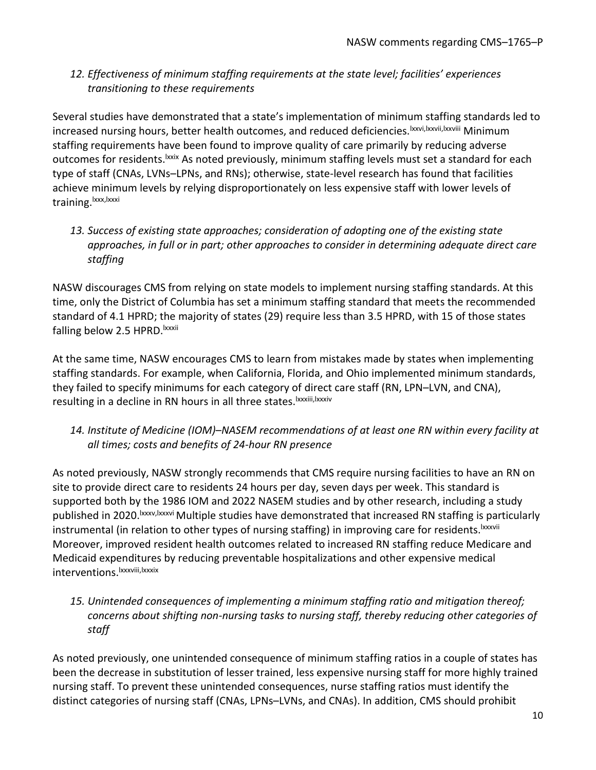*12. Effectiveness of minimum staffing requirements at the state level; facilities' experiences transitioning to these requirements*

Several studies have demonstrated that a state's implementation of minimum staffing standards led to increased nursing hours, better health outcomes, and reduced deficiencies.[lxxvi,lxxvii,lxxviii] Minimum staffing requirements have been found to improve quality of care primarily by reducing adverse outcomes for residents.[lxxix] As noted previously, minimum staffing levels must set a standard for each type of staff (CNAs, LVNs–LPNs, and RNs); otherwise, state-level research has found that facilities achieve minimum levels by relying disproportionately on less expensive staff with lower levels of training.[lxxx,lxxxi]

*13. Success of existing state approaches; consideration of adopting one of the existing state approaches, in full or in part; other approaches to consider in determining adequate direct care staffing*

NASW discourages CMS from relying on state models to implement nursing staffing standards. At this time, only the District of Columbia has set a minimum staffing standard that meets the recommended standard of 4.1 HPRD; the majority of states (29) require less than 3.5 HPRD, with 15 of those states falling below 2.5 HPRD.[lxxxii]

At the same time, NASW encourages CMS to learn from mistakes made by states when implementing staffing standards. For example, when California, Florida, and Ohio implemented minimum standards, they failed to specify minimums for each category of direct care staff (RN, LPN–LVN, and CNA), resulting in a decline in RN hours in all three states.[lxxxiii,lxxxiv]

*14. Institute of Medicine (IOM)–NASEM recommendations of at least one RN within every facility at all times; costs and benefits of 24-hour RN presence*

As noted previously, NASW strongly recommends that CMS require nursing facilities to have an RN on site to provide direct care to residents 24 hours per day, seven days per week. This standard is supported both by the 1986 IOM and 2022 NASEM studies and by other research, including a study published in 2020.[lxxxv,lxxxvi] Multiple studies have demonstrated that increased RN staffing is particularly instrumental (in relation to other types of nursing staffing) in improving care for residents.[lxxxvii] Moreover, improved resident health outcomes related to increased RN staffing reduce Medicare and Medicaid expenditures by reducing preventable hospitalizations and other expensive medical interventions.[lxxxviii,lxxxix]

*15. Unintended consequences of implementing a minimum staffing ratio and mitigation thereof; concerns about shifting non-nursing tasks to nursing staff, thereby reducing other categories of staff*

As noted previously, one unintended consequence of minimum staffing ratios in a couple of states has been the decrease in substitution of lesser trained, less expensive nursing staff for more highly trained nursing staff. To prevent these unintended consequences, nurse staffing ratios must identify the distinct categories of nursing staff (CNAs, LPNs–LVNs, and CNAs). In addition, CMS should prohibit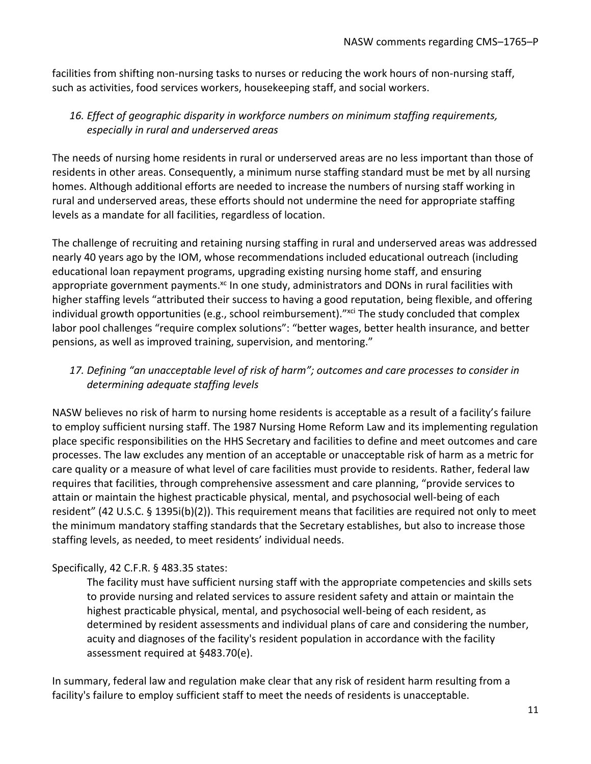facilities from shifting non-nursing tasks to nurses or reducing the work hours of non-nursing staff, such as activities, food services workers, housekeeping staff, and social workers.

### *16. Effect of geographic disparity in workforce numbers on minimum staffing requirements, especially in rural and underserved areas*

The needs of nursing home residents in rural or underserved areas are no less important than those of residents in other areas. Consequently, a minimum nurse staffing standard must be met by all nursing homes. Although additional efforts are needed to increase the numbers of nursing staff working in rural and underserved areas, these efforts should not undermine the need for appropriate staffing levels as a mandate for all facilities, regardless of location.

The challenge of recruiting and retaining nursing staffing in rural and underserved areas was addressed nearly 40 years ago by the IOM, whose recommendations included educational outreach (including educational loan repayment programs, upgrading existing nursing home staff, and ensuring appropriate government payments.[xc] In one study, administrators and DONs in rural facilities with higher staffing levels "attributed their success to having a good reputation, being flexible, and offering individual growth opportunities (e.g., school reimbursement)."[xci] The study concluded that complex labor pool challenges "require complex solutions": "better wages, better health insurance, and better pensions, as well as improved training, supervision, and mentoring."

### *17. Defining "an unacceptable level of risk of harm"; outcomes and care processes to consider in determining adequate staffing levels*

NASW believes no risk of harm to nursing home residents is acceptable as a result of a facility's failure to employ sufficient nursing staff. The 1987 Nursing Home Reform Law and its implementing regulation place specific responsibilities on the HHS Secretary and facilities to define and meet outcomes and care processes. The law excludes any mention of an acceptable or unacceptable risk of harm as a metric for care quality or a measure of what level of care facilities must provide to residents. Rather, federal law requires that facilities, through comprehensive assessment and care planning, "provide services to attain or maintain the highest practicable physical, mental, and psychosocial well-being of each resident" (42 U.S.C. § 1395i(b)(2)). This requirement means that facilities are required not only to meet the minimum mandatory staffing standards that the Secretary establishes, but also to increase those staffing levels, as needed, to meet residents' individual needs.

Specifically, 42 C.F.R. § 483.35 states:

> The facility must have sufficient nursing staff with the appropriate competencies and skills sets to provide nursing and related services to assure resident safety and attain or maintain the highest practicable physical, mental, and psychosocial well-being of each resident, as determined by resident assessments and individual plans of care and considering the number, acuity and diagnoses of the facility's resident population in accordance with the facility assessment required at §483.70(e).

In summary, federal law and regulation make clear that any risk of resident harm resulting from a facility's failure to employ sufficient staff to meet the needs of residents is unacceptable.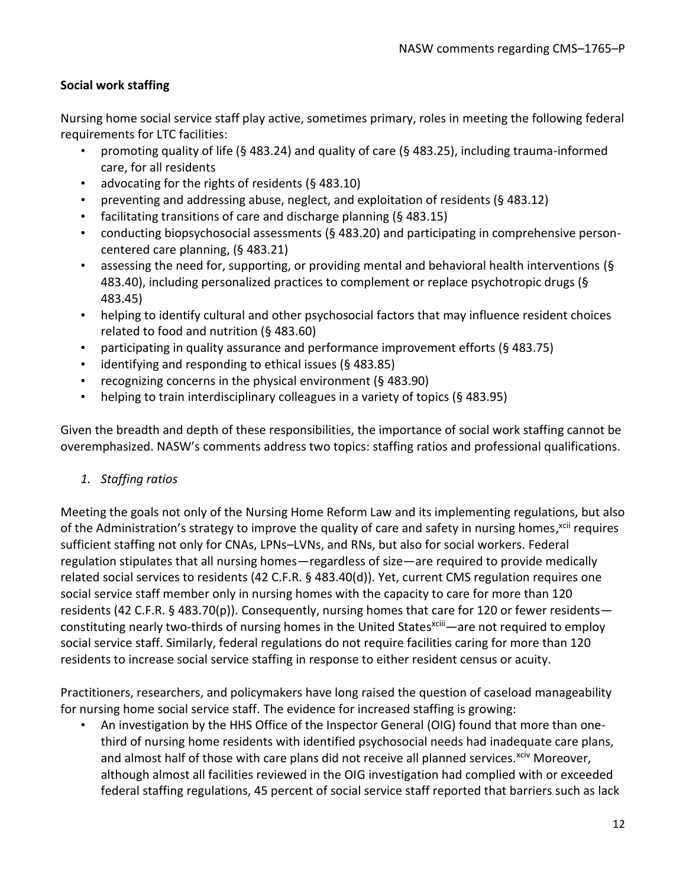**Social work staffing**

Nursing home social service staff play active, sometimes primary, roles in meeting the following federal requirements for LTC facilities:

- promoting quality of life (§ 483.24) and quality of care (§ 483.25), including trauma-informed care, for all residents
- advocating for the rights of residents (§ 483.10)
- preventing and addressing abuse, neglect, and exploitation of residents (§ 483.12)
- facilitating transitions of care and discharge planning (§ 483.15)
- conducting biopsychosocial assessments (§ 483.20) and participating in comprehensive person-centered care planning, (§ 483.21)
- assessing the need for, supporting, or providing mental and behavioral health interventions (§ 483.40), including personalized practices to complement or replace psychotropic drugs (§ 483.45)
- helping to identify cultural and other psychosocial factors that may influence resident choices related to food and nutrition (§ 483.60)
- participating in quality assurance and performance improvement efforts (§ 483.75)
- identifying and responding to ethical issues (§ 483.85)
- recognizing concerns in the physical environment (§ 483.90)
- helping to train interdisciplinary colleagues in a variety of topics (§ 483.95)

Given the breadth and depth of these responsibilities, the importance of social work staffing cannot be overemphasized. NASW's comments address two topics: staffing ratios and professional qualifications.

*1. Staffing ratios*

Meeting the goals not only of the Nursing Home Reform Law and its implementing regulations, but also of the Administration's strategy to improve the quality of care and safety in nursing homes,[xcii] requires sufficient staffing not only for CNAs, LPNs–LVNs, and RNs, but also for social workers. Federal regulation stipulates that all nursing homes—regardless of size—are required to provide medically related social services to residents (42 C.F.R. § 483.40(d)). Yet, current CMS regulation requires one social service staff member only in nursing homes with the capacity to care for more than 120 residents (42 C.F.R. § 483.70(p)). Consequently, nursing homes that care for 120 or fewer residents—constituting nearly two-thirds of nursing homes in the United States[xciii]—are not required to employ social service staff. Similarly, federal regulations do not require facilities caring for more than 120 residents to increase social service staffing in response to either resident census or acuity.

Practitioners, researchers, and policymakers have long raised the question of caseload manageability for nursing home social service staff. The evidence for increased staffing is growing:

- An investigation by the HHS Office of the Inspector General (OIG) found that more than one-third of nursing home residents with identified psychosocial needs had inadequate care plans, and almost half of those with care plans did not receive all planned services.[xciv] Moreover, although almost all facilities reviewed in the OIG investigation had complied with or exceeded federal staffing regulations, 45 percent of social service staff reported that barriers such as lack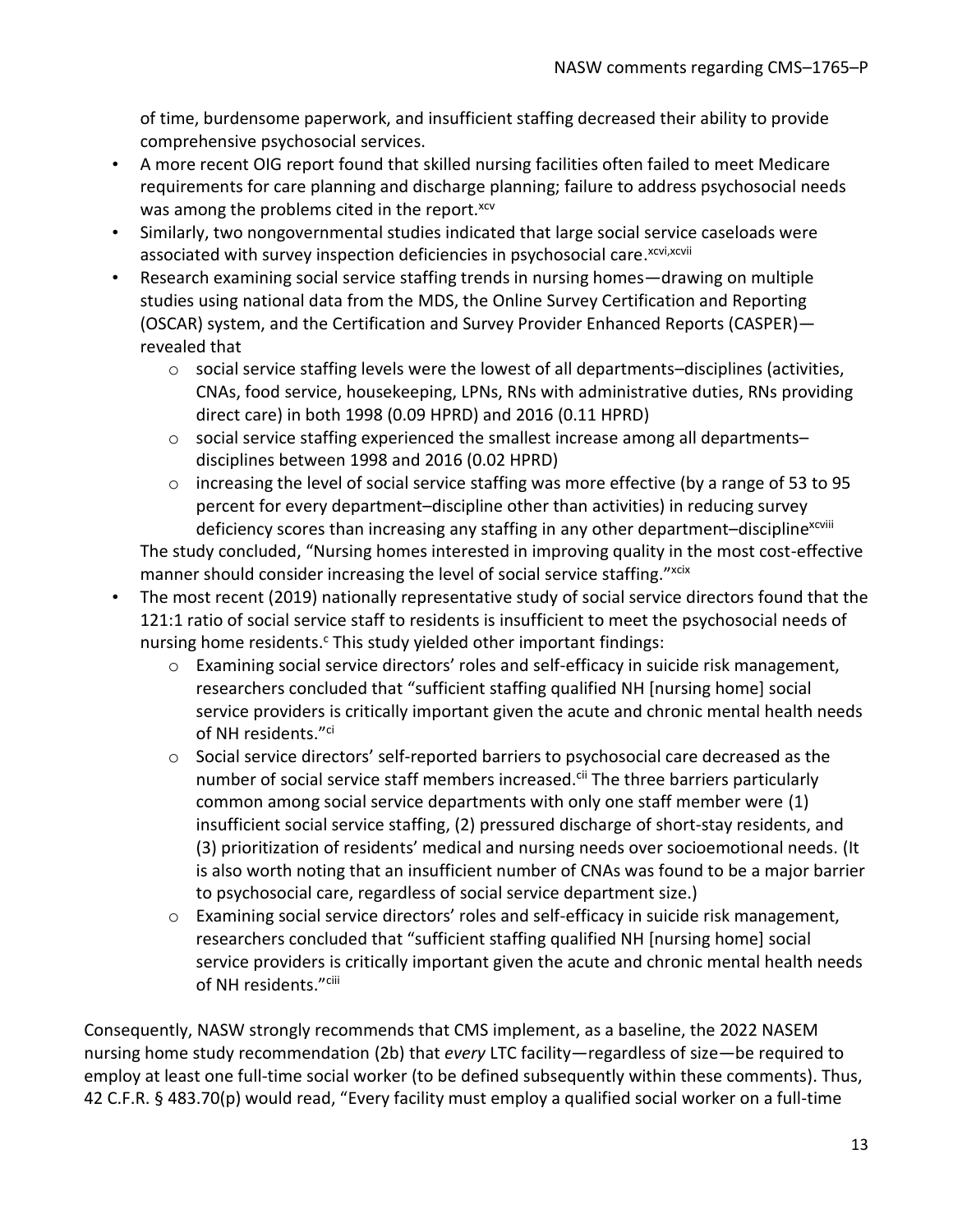of time, burdensome paperwork, and insufficient staffing decreased their ability to provide comprehensive psychosocial services.

- A more recent OIG report found that skilled nursing facilities often failed to meet Medicare requirements for care planning and discharge planning; failure to address psychosocial needs was among the problems cited in the report.[xcv]
- Similarly, two nongovernmental studies indicated that large social service caseloads were associated with survey inspection deficiencies in psychosocial care.[xcvi,xcvii]
- Research examining social service staffing trends in nursing homes—drawing on multiple studies using national data from the MDS, the Online Survey Certification and Reporting (OSCAR) system, and the Certification and Survey Provider Enhanced Reports (CASPER)—revealed that
  - social service staffing levels were the lowest of all departments–disciplines (activities, CNAs, food service, housekeeping, LPNs, RNs with administrative duties, RNs providing direct care) in both 1998 (0.09 HPRD) and 2016 (0.11 HPRD)
  - social service staffing experienced the smallest increase among all departments–disciplines between 1998 and 2016 (0.02 HPRD)
  - increasing the level of social service staffing was more effective (by a range of 53 to 95 percent for every department–discipline other than activities) in reducing survey deficiency scores than increasing any staffing in any other department–discipline[xcviii]

  The study concluded, "Nursing homes interested in improving quality in the most cost-effective manner should consider increasing the level of social service staffing."[xcix]
- The most recent (2019) nationally representative study of social service directors found that the 121:1 ratio of social service staff to residents is insufficient to meet the psychosocial needs of nursing home residents.[c] This study yielded other important findings:
  - Examining social service directors' roles and self-efficacy in suicide risk management, researchers concluded that "sufficient staffing qualified NH [nursing home] social service providers is critically important given the acute and chronic mental health needs of NH residents."[ci]
  - Social service directors' self-reported barriers to psychosocial care decreased as the number of social service staff members increased.[cii] The three barriers particularly common among social service departments with only one staff member were (1) insufficient social service staffing, (2) pressured discharge of short-stay residents, and (3) prioritization of residents' medical and nursing needs over socioemotional needs. (It is also worth noting that an insufficient number of CNAs was found to be a major barrier to psychosocial care, regardless of social service department size.)
  - Examining social service directors' roles and self-efficacy in suicide risk management, researchers concluded that "sufficient staffing qualified NH [nursing home] social service providers is critically important given the acute and chronic mental health needs of NH residents."[ciii]

Consequently, NASW strongly recommends that CMS implement, as a baseline, the 2022 NASEM nursing home study recommendation (2b) that *every* LTC facility—regardless of size—be required to employ at least one full-time social worker (to be defined subsequently within these comments). Thus, 42 C.F.R. § 483.70(p) would read, "Every facility must employ a qualified social worker on a full-time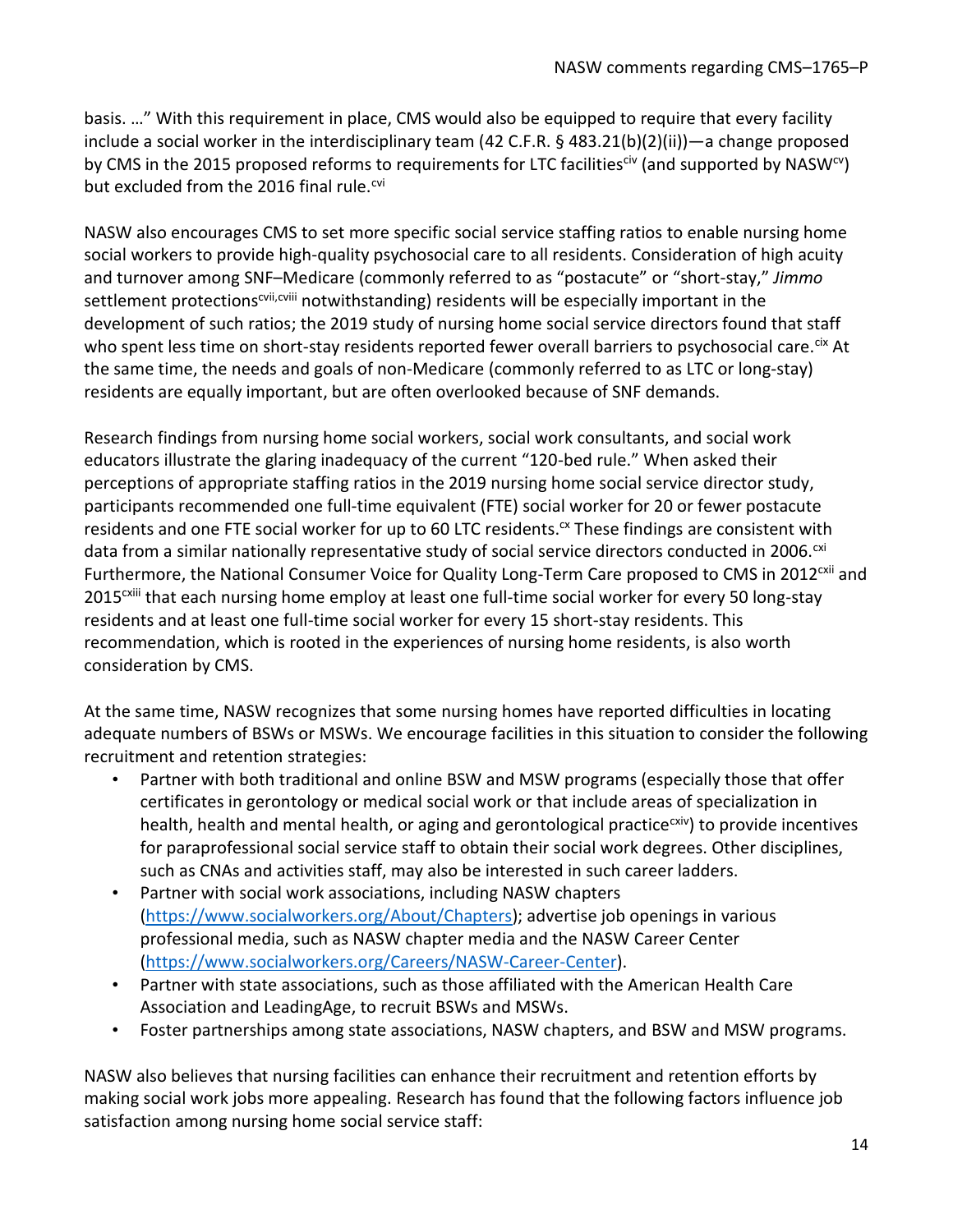basis. …" With this requirement in place, CMS would also be equipped to require that every facility include a social worker in the interdisciplinary team (42 C.F.R. § 483.21(b)(2)(ii))—a change proposed by CMS in the 2015 proposed reforms to requirements for LTC facilities[civ] (and supported by NASW[cv]) but excluded from the 2016 final rule.[cvi]

NASW also encourages CMS to set more specific social service staffing ratios to enable nursing home social workers to provide high-quality psychosocial care to all residents. Consideration of high acuity and turnover among SNF–Medicare (commonly referred to as "postacute" or "short-stay," *Jimmo* settlement protections[cvii,cviii] notwithstanding) residents will be especially important in the development of such ratios; the 2019 study of nursing home social service directors found that staff who spent less time on short-stay residents reported fewer overall barriers to psychosocial care.[cix] At the same time, the needs and goals of non-Medicare (commonly referred to as LTC or long-stay) residents are equally important, but are often overlooked because of SNF demands.

Research findings from nursing home social workers, social work consultants, and social work educators illustrate the glaring inadequacy of the current "120-bed rule." When asked their perceptions of appropriate staffing ratios in the 2019 nursing home social service director study, participants recommended one full-time equivalent (FTE) social worker for 20 or fewer postacute residents and one FTE social worker for up to 60 LTC residents.[cx] These findings are consistent with data from a similar nationally representative study of social service directors conducted in 2006.[cxi] Furthermore, the National Consumer Voice for Quality Long-Term Care proposed to CMS in 2012[cxii] and 2015[cxiii] that each nursing home employ at least one full-time social worker for every 50 long-stay residents and at least one full-time social worker for every 15 short-stay residents. This recommendation, which is rooted in the experiences of nursing home residents, is also worth consideration by CMS.

At the same time, NASW recognizes that some nursing homes have reported difficulties in locating adequate numbers of BSWs or MSWs. We encourage facilities in this situation to consider the following recruitment and retention strategies:

- Partner with both traditional and online BSW and MSW programs (especially those that offer certificates in gerontology or medical social work or that include areas of specialization in health, health and mental health, or aging and gerontological practice[cxiv]) to provide incentives for paraprofessional social service staff to obtain their social work degrees. Other disciplines, such as CNAs and activities staff, may also be interested in such career ladders.
- Partner with social work associations, including NASW chapters (https://www.socialworkers.org/About/Chapters); advertise job openings in various professional media, such as NASW chapter media and the NASW Career Center (https://www.socialworkers.org/Careers/NASW-Career-Center).
- Partner with state associations, such as those affiliated with the American Health Care Association and LeadingAge, to recruit BSWs and MSWs.
- Foster partnerships among state associations, NASW chapters, and BSW and MSW programs.

NASW also believes that nursing facilities can enhance their recruitment and retention efforts by making social work jobs more appealing. Research has found that the following factors influence job satisfaction among nursing home social service staff: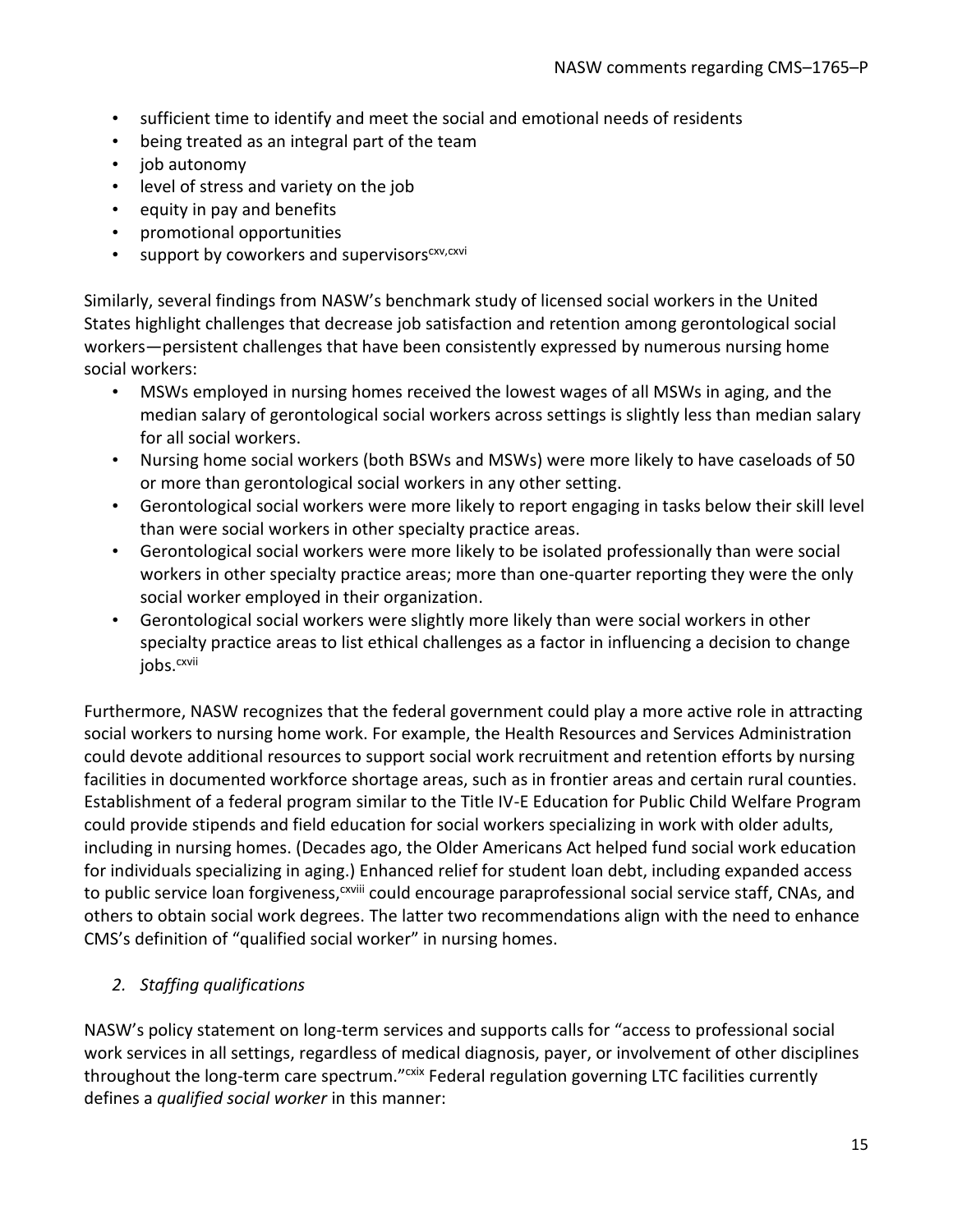- sufficient time to identify and meet the social and emotional needs of residents
- being treated as an integral part of the team
- job autonomy
- level of stress and variety on the job
- equity in pay and benefits
- promotional opportunities
- support by coworkers and supervisors[cxv,cxvi]

Similarly, several findings from NASW's benchmark study of licensed social workers in the United States highlight challenges that decrease job satisfaction and retention among gerontological social workers—persistent challenges that have been consistently expressed by numerous nursing home social workers:

- MSWs employed in nursing homes received the lowest wages of all MSWs in aging, and the median salary of gerontological social workers across settings is slightly less than median salary for all social workers.
- Nursing home social workers (both BSWs and MSWs) were more likely to have caseloads of 50 or more than gerontological social workers in any other setting.
- Gerontological social workers were more likely to report engaging in tasks below their skill level than were social workers in other specialty practice areas.
- Gerontological social workers were more likely to be isolated professionally than were social workers in other specialty practice areas; more than one-quarter reporting they were the only social worker employed in their organization.
- Gerontological social workers were slightly more likely than were social workers in other specialty practice areas to list ethical challenges as a factor in influencing a decision to change jobs.[cxvii]

Furthermore, NASW recognizes that the federal government could play a more active role in attracting social workers to nursing home work. For example, the Health Resources and Services Administration could devote additional resources to support social work recruitment and retention efforts by nursing facilities in documented workforce shortage areas, such as in frontier areas and certain rural counties. Establishment of a federal program similar to the Title IV-E Education for Public Child Welfare Program could provide stipends and field education for social workers specializing in work with older adults, including in nursing homes. (Decades ago, the Older Americans Act helped fund social work education for individuals specializing in aging.) Enhanced relief for student loan debt, including expanded access to public service loan forgiveness,[cxviii] could encourage paraprofessional social service staff, CNAs, and others to obtain social work degrees. The latter two recommendations align with the need to enhance CMS's definition of "qualified social worker" in nursing homes.

*2. Staffing qualifications*

NASW's policy statement on long-term services and supports calls for "access to professional social work services in all settings, regardless of medical diagnosis, payer, or involvement of other disciplines throughout the long-term care spectrum."[cxix] Federal regulation governing LTC facilities currently defines a *qualified social worker* in this manner: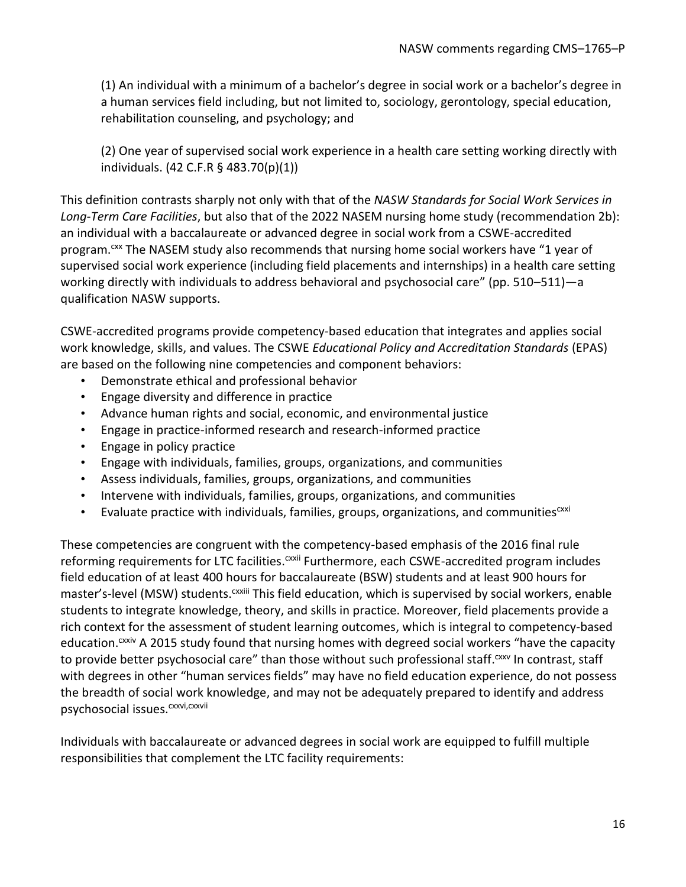(1) An individual with a minimum of a bachelor's degree in social work or a bachelor's degree in a human services field including, but not limited to, sociology, gerontology, special education, rehabilitation counseling, and psychology; and

(2) One year of supervised social work experience in a health care setting working directly with individuals. (42 C.F.R § 483.70(p)(1))

This definition contrasts sharply not only with that of the *NASW Standards for Social Work Services in Long-Term Care Facilities*, but also that of the 2022 NASEM nursing home study (recommendation 2b): an individual with a baccalaureate or advanced degree in social work from a CSWE-accredited program.[cxx] The NASEM study also recommends that nursing home social workers have "1 year of supervised social work experience (including field placements and internships) in a health care setting working directly with individuals to address behavioral and psychosocial care" (pp. 510–511)—a qualification NASW supports.

CSWE-accredited programs provide competency-based education that integrates and applies social work knowledge, skills, and values. The CSWE *Educational Policy and Accreditation Standards* (EPAS) are based on the following nine competencies and component behaviors:

- Demonstrate ethical and professional behavior
- Engage diversity and difference in practice
- Advance human rights and social, economic, and environmental justice
- Engage in practice-informed research and research-informed practice
- Engage in policy practice
- Engage with individuals, families, groups, organizations, and communities
- Assess individuals, families, groups, organizations, and communities
- Intervene with individuals, families, groups, organizations, and communities
- Evaluate practice with individuals, families, groups, organizations, and communities[cxxi]

These competencies are congruent with the competency-based emphasis of the 2016 final rule reforming requirements for LTC facilities.[cxxii] Furthermore, each CSWE-accredited program includes field education of at least 400 hours for baccalaureate (BSW) students and at least 900 hours for master's-level (MSW) students.[cxxiii] This field education, which is supervised by social workers, enable students to integrate knowledge, theory, and skills in practice. Moreover, field placements provide a rich context for the assessment of student learning outcomes, which is integral to competency-based education.[cxxiv] A 2015 study found that nursing homes with degreed social workers "have the capacity to provide better psychosocial care" than those without such professional staff.[cxxv] In contrast, staff with degrees in other "human services fields" may have no field education experience, do not possess the breadth of social work knowledge, and may not be adequately prepared to identify and address psychosocial issues.[cxxvi,cxxvii]

Individuals with baccalaureate or advanced degrees in social work are equipped to fulfill multiple responsibilities that complement the LTC facility requirements: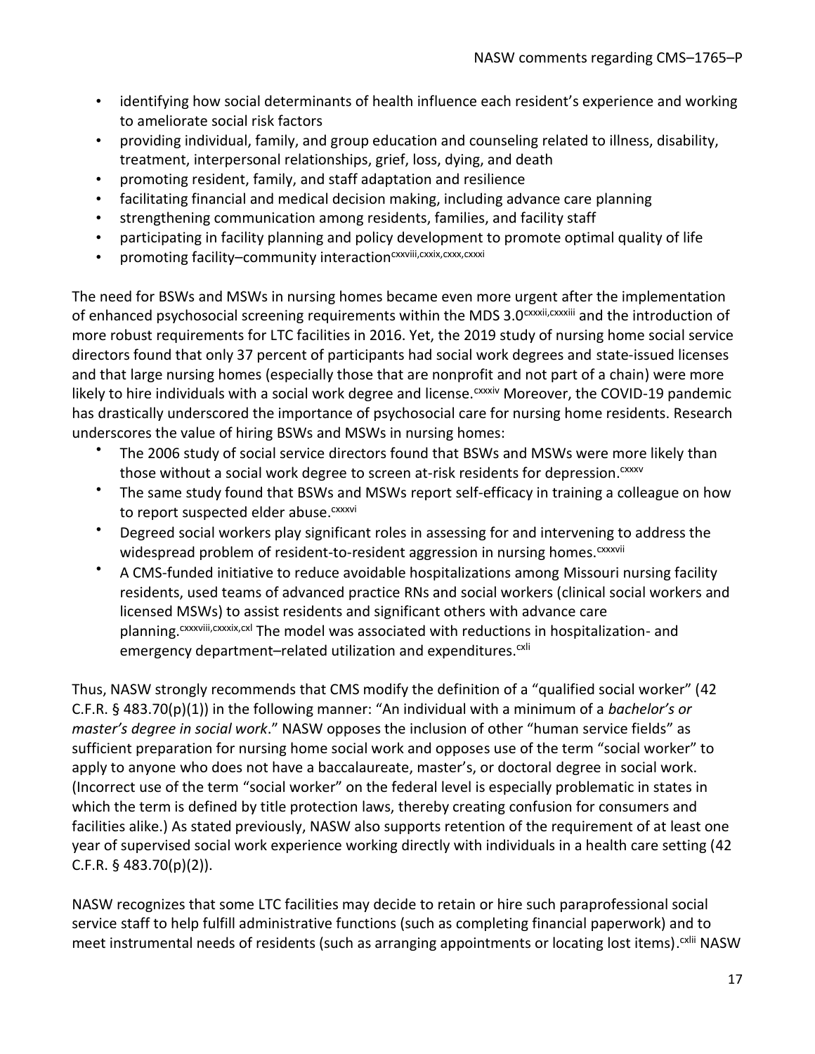- identifying how social determinants of health influence each resident's experience and working to ameliorate social risk factors
- providing individual, family, and group education and counseling related to illness, disability, treatment, interpersonal relationships, grief, loss, dying, and death
- promoting resident, family, and staff adaptation and resilience
- facilitating financial and medical decision making, including advance care planning
- strengthening communication among residents, families, and facility staff
- participating in facility planning and policy development to promote optimal quality of life
- promoting facility–community interaction[cxxviii,cxxix,cxxx,cxxxi]

The need for BSWs and MSWs in nursing homes became even more urgent after the implementation of enhanced psychosocial screening requirements within the MDS 3.0[cxxxii,cxxxiii] and the introduction of more robust requirements for LTC facilities in 2016. Yet, the 2019 study of nursing home social service directors found that only 37 percent of participants had social work degrees and state-issued licenses and that large nursing homes (especially those that are nonprofit and not part of a chain) were more likely to hire individuals with a social work degree and license.[cxxxiv] Moreover, the COVID-19 pandemic has drastically underscored the importance of psychosocial care for nursing home residents. Research underscores the value of hiring BSWs and MSWs in nursing homes:

- The 2006 study of social service directors found that BSWs and MSWs were more likely than those without a social work degree to screen at-risk residents for depression.[cxxxv]
- The same study found that BSWs and MSWs report self-efficacy in training a colleague on how to report suspected elder abuse.[cxxxvi]
- Degreed social workers play significant roles in assessing for and intervening to address the widespread problem of resident-to-resident aggression in nursing homes.[cxxxvii]
- A CMS-funded initiative to reduce avoidable hospitalizations among Missouri nursing facility residents, used teams of advanced practice RNs and social workers (clinical social workers and licensed MSWs) to assist residents and significant others with advance care planning.[cxxxviii,cxxxix,cxl] The model was associated with reductions in hospitalization- and emergency department–related utilization and expenditures.[cxli]

Thus, NASW strongly recommends that CMS modify the definition of a "qualified social worker" (42 C.F.R. § 483.70(p)(1)) in the following manner: "An individual with a minimum of a *bachelor's or master's degree in social work*." NASW opposes the inclusion of other "human service fields" as sufficient preparation for nursing home social work and opposes use of the term "social worker" to apply to anyone who does not have a baccalaureate, master's, or doctoral degree in social work. (Incorrect use of the term "social worker" on the federal level is especially problematic in states in which the term is defined by title protection laws, thereby creating confusion for consumers and facilities alike.) As stated previously, NASW also supports retention of the requirement of at least one year of supervised social work experience working directly with individuals in a health care setting (42 C.F.R. § 483.70(p)(2)).

NASW recognizes that some LTC facilities may decide to retain or hire such paraprofessional social service staff to help fulfill administrative functions (such as completing financial paperwork) and to meet instrumental needs of residents (such as arranging appointments or locating lost items).[cxlii] NASW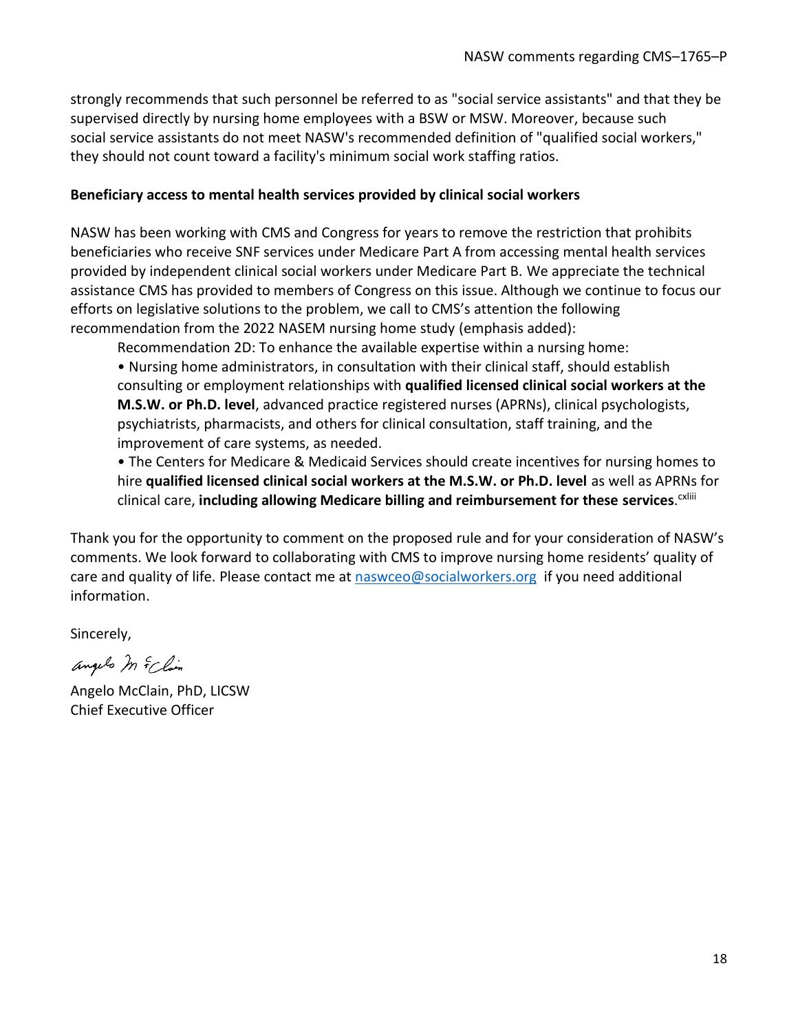strongly recommends that such personnel be referred to as "social service assistants" and that they be supervised directly by nursing home employees with a BSW or MSW. Moreover, because such social service assistants do not meet NASW's recommended definition of "qualified social workers," they should not count toward a facility's minimum social work staffing ratios.

**Beneficiary access to mental health services provided by clinical social workers**

NASW has been working with CMS and Congress for years to remove the restriction that prohibits beneficiaries who receive SNF services under Medicare Part A from accessing mental health services provided by independent clinical social workers under Medicare Part B. We appreciate the technical assistance CMS has provided to members of Congress on this issue. Although we continue to focus our efforts on legislative solutions to the problem, we call to CMS's attention the following recommendation from the 2022 NASEM nursing home study (emphasis added):

> Recommendation 2D: To enhance the available expertise within a nursing home:
>
> • Nursing home administrators, in consultation with their clinical staff, should establish consulting or employment relationships with **qualified licensed clinical social workers at the M.S.W. or Ph.D. level**, advanced practice registered nurses (APRNs), clinical psychologists, psychiatrists, pharmacists, and others for clinical consultation, staff training, and the improvement of care systems, as needed.
>
> • The Centers for Medicare & Medicaid Services should create incentives for nursing homes to hire **qualified licensed clinical social workers at the M.S.W. or Ph.D. level** as well as APRNs for clinical care, **including allowing Medicare billing and reimbursement for these services**.[cxliii]

Thank you for the opportunity to comment on the proposed rule and for your consideration of NASW's comments. We look forward to collaborating with CMS to improve nursing home residents' quality of care and quality of life. Please contact me at naswceo@socialworkers.org if you need additional information.

Sincerely,

Angelo McClain, PhD, LICSW
Chief Executive Officer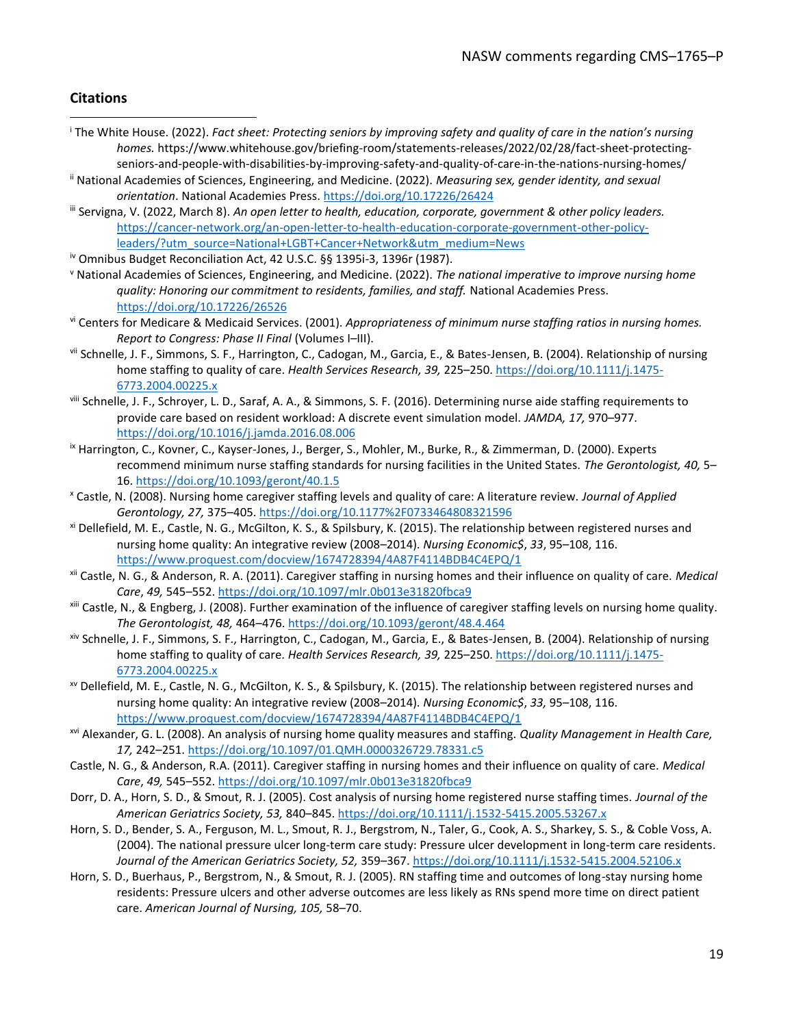## Citations

[i] The White House. (2022). *Fact sheet: Protecting seniors by improving safety and quality of care in the nation's nursing homes.* https://www.whitehouse.gov/briefing-room/statements-releases/2022/02/28/fact-sheet-protecting-seniors-and-people-with-disabilities-by-improving-safety-and-quality-of-care-in-the-nations-nursing-homes/

[ii] National Academies of Sciences, Engineering, and Medicine. (2022). *Measuring sex, gender identity, and sexual orientation*. National Academies Press. https://doi.org/10.17226/26424

[iii] Servigna, V. (2022, March 8). *An open letter to health, education, corporate, government & other policy leaders.* https://cancer-network.org/an-open-letter-to-health-education-corporate-government-other-policy-leaders/?utm_source=National+LGBT+Cancer+Network&utm_medium=News

[iv] Omnibus Budget Reconciliation Act, 42 U.S.C. §§ 1395i-3, 1396r (1987).

[v] National Academies of Sciences, Engineering, and Medicine. (2022). *The national imperative to improve nursing home quality: Honoring our commitment to residents, families, and staff.* National Academies Press. https://doi.org/10.17226/26526

[vi] Centers for Medicare & Medicaid Services. (2001). *Appropriateness of minimum nurse staffing ratios in nursing homes. Report to Congress: Phase II Final* (Volumes I–III).

[vii] Schnelle, J. F., Simmons, S. F., Harrington, C., Cadogan, M., Garcia, E., & Bates-Jensen, B. (2004). Relationship of nursing home staffing to quality of care. *Health Services Research, 39,* 225–250. https://doi.org/10.1111/j.1475-6773.2004.00225.x

[viii] Schnelle, J. F., Schroyer, L. D., Saraf, A. A., & Simmons, S. F. (2016). Determining nurse aide staffing requirements to provide care based on resident workload: A discrete event simulation model. *JAMDA, 17,* 970–977. https://doi.org/10.1016/j.jamda.2016.08.006

[ix] Harrington, C., Kovner, C., Kayser-Jones, J., Berger, S., Mohler, M., Burke, R., & Zimmerman, D. (2000). Experts recommend minimum nurse staffing standards for nursing facilities in the United States. *The Gerontologist, 40,* 5–16. https://doi.org/10.1093/geront/40.1.5

[x] Castle, N. (2008). Nursing home caregiver staffing levels and quality of care: A literature review. *Journal of Applied Gerontology, 27,* 375–405. https://doi.org/10.1177%2F0733464808321596

[xi] Dellefield, M. E., Castle, N. G., McGilton, K. S., & Spilsbury, K. (2015). The relationship between registered nurses and nursing home quality: An integrative review (2008–2014). *Nursing Economic$*, *33*, 95–108, 116. https://www.proquest.com/docview/1674728394/4A87F4114BDB4C4EPQ/1

[xii] Castle, N. G., & Anderson, R. A. (2011). Caregiver staffing in nursing homes and their influence on quality of care. *Medical Care*, *49,* 545–552. https://doi.org/10.1097/mlr.0b013e31820fbca9

[xiii] Castle, N., & Engberg, J. (2008). Further examination of the influence of caregiver staffing levels on nursing home quality. *The Gerontologist, 48,* 464–476. https://doi.org/10.1093/geront/48.4.464

[xiv] Schnelle, J. F., Simmons, S. F., Harrington, C., Cadogan, M., Garcia, E., & Bates-Jensen, B. (2004). Relationship of nursing home staffing to quality of care. *Health Services Research, 39,* 225–250. https://doi.org/10.1111/j.1475-6773.2004.00225.x

[xv] Dellefield, M. E., Castle, N. G., McGilton, K. S., & Spilsbury, K. (2015). The relationship between registered nurses and nursing home quality: An integrative review (2008–2014). *Nursing Economic$, 33,* 95–108, 116. https://www.proquest.com/docview/1674728394/4A87F4114BDB4C4EPQ/1

[xvi] Alexander, G. L. (2008). An analysis of nursing home quality measures and staffing. *Quality Management in Health Care, 17,* 242–251. https://doi.org/10.1097/01.QMH.0000326729.78331.c5

Castle, N. G., & Anderson, R.A. (2011). Caregiver staffing in nursing homes and their influence on quality of care. *Medical Care*, *49,* 545–552. https://doi.org/10.1097/mlr.0b013e31820fbca9

Dorr, D. A., Horn, S. D., & Smout, R. J. (2005). Cost analysis of nursing home registered nurse staffing times. *Journal of the American Geriatrics Society, 53,* 840–845. https://doi.org/10.1111/j.1532-5415.2005.53267.x

Horn, S. D., Bender, S. A., Ferguson, M. L., Smout, R. J., Bergstrom, N., Taler, G., Cook, A. S., Sharkey, S. S., & Coble Voss, A. (2004). The national pressure ulcer long-term care study: Pressure ulcer development in long-term care residents. *Journal of the American Geriatrics Society, 52,* 359–367. https://doi.org/10.1111/j.1532-5415.2004.52106.x

Horn, S. D., Buerhaus, P., Bergstrom, N., & Smout, R. J. (2005). RN staffing time and outcomes of long-stay nursing home residents: Pressure ulcers and other adverse outcomes are less likely as RNs spend more time on direct patient care. *American Journal of Nursing, 105,* 58–70.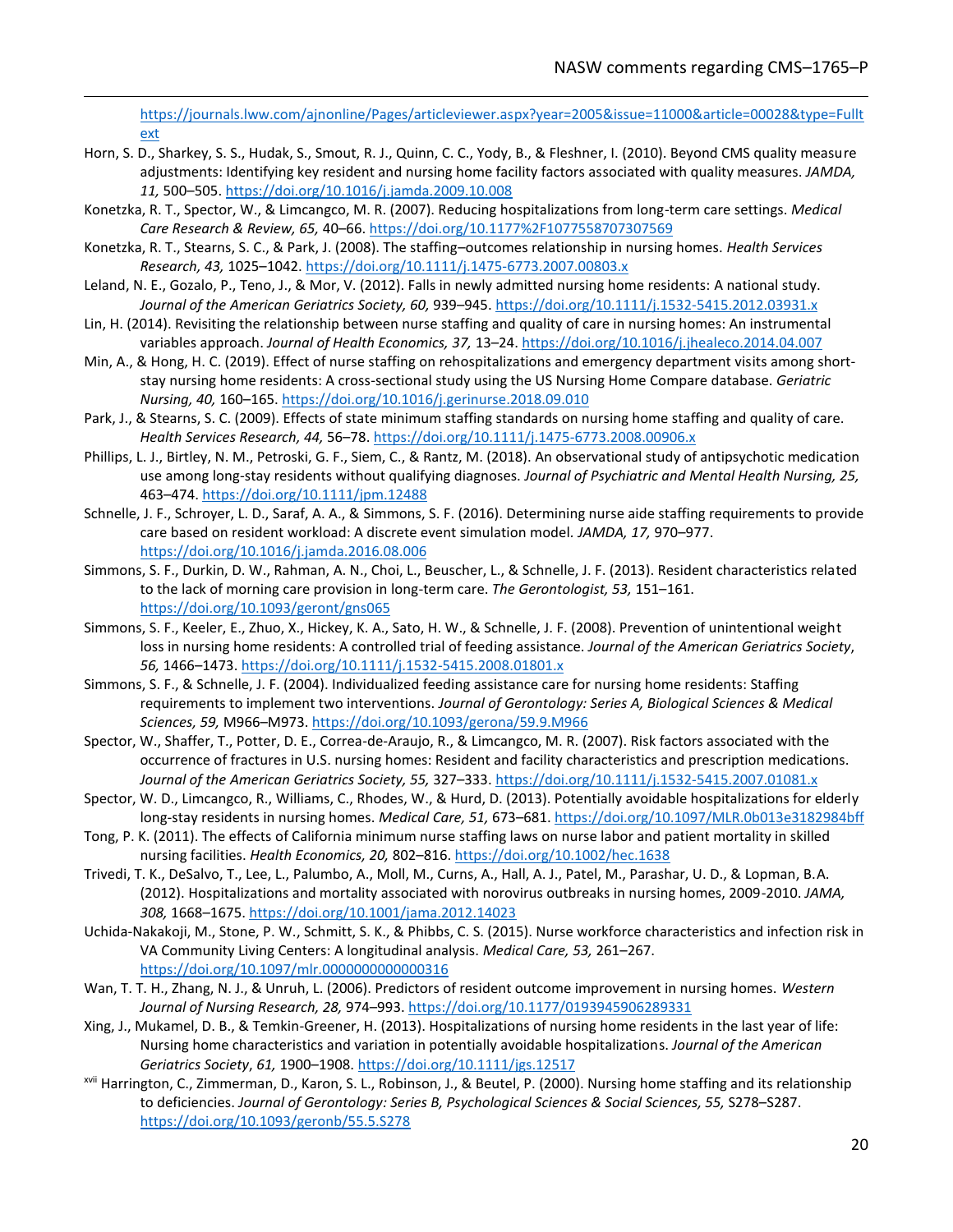https://journals.lww.com/ajnonline/Pages/articleviewer.aspx?year=2005&issue=11000&article=00028&type=Fulltext

Horn, S. D., Sharkey, S. S., Hudak, S., Smout, R. J., Quinn, C. C., Yody, B., & Fleshner, I. (2010). Beyond CMS quality measure adjustments: Identifying key resident and nursing home facility factors associated with quality measures. *JAMDA, 11,* 500–505. https://doi.org/10.1016/j.jamda.2009.10.008

Konetzka, R. T., Spector, W., & Limcangco, M. R. (2007). Reducing hospitalizations from long-term care settings. *Medical Care Research & Review, 65,* 40–66. https://doi.org/10.1177%2F1077558707307569

Konetzka, R. T., Stearns, S. C., & Park, J. (2008). The staffing–outcomes relationship in nursing homes. *Health Services Research, 43,* 1025–1042. https://doi.org/10.1111/j.1475-6773.2007.00803.x

Leland, N. E., Gozalo, P., Teno, J., & Mor, V. (2012). Falls in newly admitted nursing home residents: A national study. *Journal of the American Geriatrics Society, 60,* 939–945. https://doi.org/10.1111/j.1532-5415.2012.03931.x

Lin, H. (2014). Revisiting the relationship between nurse staffing and quality of care in nursing homes: An instrumental variables approach. *Journal of Health Economics, 37,* 13–24. https://doi.org/10.1016/j.jhealeco.2014.04.007

Min, A., & Hong, H. C. (2019). Effect of nurse staffing on rehospitalizations and emergency department visits among short-stay nursing home residents: A cross-sectional study using the US Nursing Home Compare database. *Geriatric Nursing, 40,* 160–165. https://doi.org/10.1016/j.gerinurse.2018.09.010

Park, J., & Stearns, S. C. (2009). Effects of state minimum staffing standards on nursing home staffing and quality of care. *Health Services Research, 44,* 56–78. https://doi.org/10.1111/j.1475-6773.2008.00906.x

Phillips, L. J., Birtley, N. M., Petroski, G. F., Siem, C., & Rantz, M. (2018). An observational study of antipsychotic medication use among long-stay residents without qualifying diagnoses. *Journal of Psychiatric and Mental Health Nursing, 25,* 463–474. https://doi.org/10.1111/jpm.12488

Schnelle, J. F., Schroyer, L. D., Saraf, A. A., & Simmons, S. F. (2016). Determining nurse aide staffing requirements to provide care based on resident workload: A discrete event simulation model. *JAMDA, 17,* 970–977. https://doi.org/10.1016/j.jamda.2016.08.006

Simmons, S. F., Durkin, D. W., Rahman, A. N., Choi, L., Beuscher, L., & Schnelle, J. F. (2013). Resident characteristics related to the lack of morning care provision in long-term care. *The Gerontologist, 53,* 151–161. https://doi.org/10.1093/geront/gns065

Simmons, S. F., Keeler, E., Zhuo, X., Hickey, K. A., Sato, H. W., & Schnelle, J. F. (2008). Prevention of unintentional weight loss in nursing home residents: A controlled trial of feeding assistance. *Journal of the American Geriatrics Society*, *56,* 1466–1473. https://doi.org/10.1111/j.1532-5415.2008.01801.x

Simmons, S. F., & Schnelle, J. F. (2004). Individualized feeding assistance care for nursing home residents: Staffing requirements to implement two interventions. *Journal of Gerontology: Series A, Biological Sciences & Medical Sciences, 59,* M966–M973. https://doi.org/10.1093/gerona/59.9.M966

Spector, W., Shaffer, T., Potter, D. E., Correa-de-Araujo, R., & Limcangco, M. R. (2007). Risk factors associated with the occurrence of fractures in U.S. nursing homes: Resident and facility characteristics and prescription medications. *Journal of the American Geriatrics Society, 55,* 327–333. https://doi.org/10.1111/j.1532-5415.2007.01081.x

Spector, W. D., Limcangco, R., Williams, C., Rhodes, W., & Hurd, D. (2013). Potentially avoidable hospitalizations for elderly long-stay residents in nursing homes. *Medical Care, 51,* 673–681. https://doi.org/10.1097/MLR.0b013e3182984bff

Tong, P. K. (2011). The effects of California minimum nurse staffing laws on nurse labor and patient mortality in skilled nursing facilities. *Health Economics, 20,* 802–816. https://doi.org/10.1002/hec.1638

Trivedi, T. K., DeSalvo, T., Lee, L., Palumbo, A., Moll, M., Curns, A., Hall, A. J., Patel, M., Parashar, U. D., & Lopman, B.A. (2012). Hospitalizations and mortality associated with norovirus outbreaks in nursing homes, 2009-2010. *JAMA, 308,* 1668–1675. https://doi.org/10.1001/jama.2012.14023

Uchida-Nakakoji, M., Stone, P. W., Schmitt, S. K., & Phibbs, C. S. (2015). Nurse workforce characteristics and infection risk in VA Community Living Centers: A longitudinal analysis. *Medical Care, 53,* 261–267. https://doi.org/10.1097/mlr.0000000000000316

Wan, T. T. H., Zhang, N. J., & Unruh, L. (2006). Predictors of resident outcome improvement in nursing homes. *Western Journal of Nursing Research, 28,* 974–993. https://doi.org/10.1177/0193945906289331

Xing, J., Mukamel, D. B., & Temkin-Greener, H. (2013). Hospitalizations of nursing home residents in the last year of life: Nursing home characteristics and variation in potentially avoidable hospitalizations. *Journal of the American Geriatrics Society*, *61,* 1900–1908. https://doi.org/10.1111/jgs.12517

[xvii] Harrington, C., Zimmerman, D., Karon, S. L., Robinson, J., & Beutel, P. (2000). Nursing home staffing and its relationship to deficiencies. *Journal of Gerontology: Series B, Psychological Sciences & Social Sciences, 55,* S278–S287. https://doi.org/10.1093/geronb/55.5.S278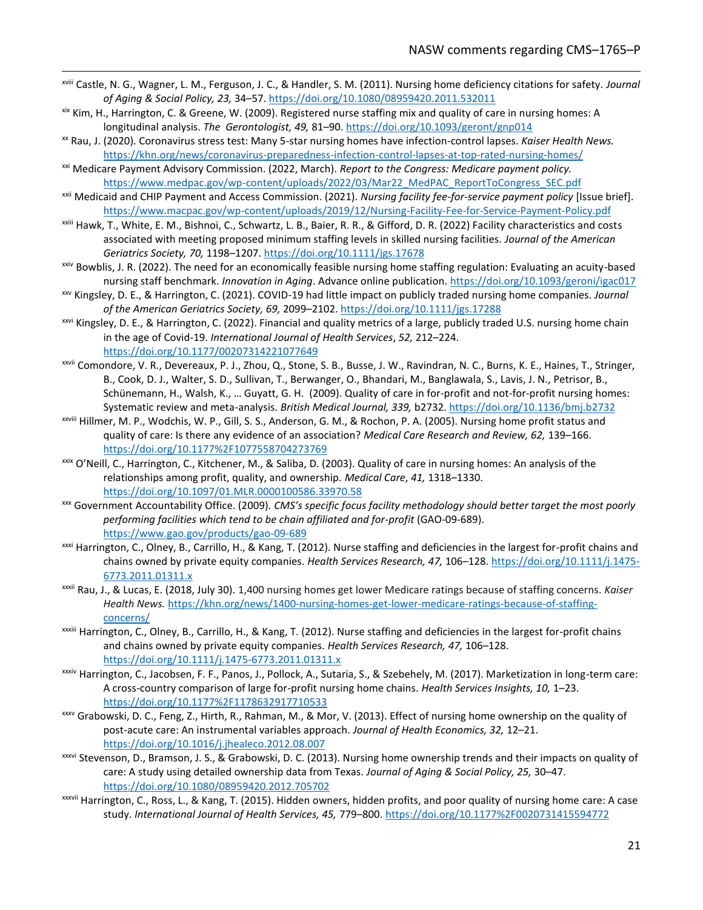[xviii] Castle, N. G., Wagner, L. M., Ferguson, J. C., & Handler, S. M. (2011). Nursing home deficiency citations for safety. *Journal of Aging & Social Policy, 23,* 34–57. https://doi.org/10.1080/08959420.2011.532011

[xix] Kim, H., Harrington, C. & Greene, W. (2009). Registered nurse staffing mix and quality of care in nursing homes: A longitudinal analysis. *The Gerontologist, 49,* 81–90. https://doi.org/10.1093/geront/gnp014

[xx] Rau, J. (2020). Coronavirus stress test: Many 5-star nursing homes have infection-control lapses. *Kaiser Health News.* https://khn.org/news/coronavirus-preparedness-infection-control-lapses-at-top-rated-nursing-homes/

[xxi] Medicare Payment Advisory Commission. (2022, March). *Report to the Congress: Medicare payment policy.* https://www.medpac.gov/wp-content/uploads/2022/03/Mar22_MedPAC_ReportToCongress_SEC.pdf

[xxii] Medicaid and CHIP Payment and Access Commission. (2021). *Nursing facility fee-for-service payment policy* [Issue brief]. https://www.macpac.gov/wp-content/uploads/2019/12/Nursing-Facility-Fee-for-Service-Payment-Policy.pdf

[xxiii] Hawk, T., White, E. M., Bishnoi, C., Schwartz, L. B., Baier, R. R., & Gifford, D. R. (2022) Facility characteristics and costs associated with meeting proposed minimum staffing levels in skilled nursing facilities. *Journal of the American Geriatrics Society, 70,* 1198–1207. https://doi.org/10.1111/jgs.17678

[xxiv] Bowblis, J. R. (2022). The need for an economically feasible nursing home staffing regulation: Evaluating an acuity-based nursing staff benchmark. *Innovation in Aging*. Advance online publication. https://doi.org/10.1093/geroni/igac017

[xxv] Kingsley, D. E., & Harrington, C. (2021). COVID-19 had little impact on publicly traded nursing home companies. *Journal of the American Geriatrics Society, 69,* 2099–2102. https://doi.org/10.1111/jgs.17288

[xxvi] Kingsley, D. E., & Harrington, C. (2022). Financial and quality metrics of a large, publicly traded U.S. nursing home chain in the age of Covid-19. *International Journal of Health Services*, *52,* 212–224. https://doi.org/10.1177/00207314221077649

[xxvii] Comondore, V. R., Devereaux, P. J., Zhou, Q., Stone, S. B., Busse, J. W., Ravindran, N. C., Burns, K. E., Haines, T., Stringer, B., Cook, D. J., Walter, S. D., Sullivan, T., Berwanger, O., Bhandari, M., Banglawala, S., Lavis, J. N., Petrisor, B., Schünemann, H., Walsh, K., … Guyatt, G. H. (2009). Quality of care in for-profit and not-for-profit nursing homes: Systematic review and meta-analysis. *British Medical Journal, 339,* b2732. https://doi.org/10.1136/bmj.b2732

[xxviii] Hillmer, M. P., Wodchis, W. P., Gill, S. S., Anderson, G. M., & Rochon, P. A. (2005). Nursing home profit status and quality of care: Is there any evidence of an association? *Medical Care Research and Review, 62,* 139–166. https://doi.org/10.1177%2F1077558704273769

[xxix] O'Neill, C., Harrington, C., Kitchener, M., & Saliba, D. (2003). Quality of care in nursing homes: An analysis of the relationships among profit, quality, and ownership. *Medical Care*, *41,* 1318–1330. https://doi.org/10.1097/01.MLR.0000100586.33970.58

[xxx] Government Accountability Office. (2009). *CMS's specific focus facility methodology should better target the most poorly performing facilities which tend to be chain affiliated and for-profit* (GAO-09-689). https://www.gao.gov/products/gao-09-689

[xxxi] Harrington, C., Olney, B., Carrillo, H., & Kang, T. (2012). Nurse staffing and deficiencies in the largest for-profit chains and chains owned by private equity companies. *Health Services Research, 47,* 106–128. https://doi.org/10.1111/j.1475-6773.2011.01311.x

[xxxii] Rau, J., & Lucas, E. (2018, July 30). 1,400 nursing homes get lower Medicare ratings because of staffing concerns. *Kaiser Health News.* https://khn.org/news/1400-nursing-homes-get-lower-medicare-ratings-because-of-staffing-concerns/

[xxxiii] Harrington, C., Olney, B., Carrillo, H., & Kang, T. (2012). Nurse staffing and deficiencies in the largest for-profit chains and chains owned by private equity companies. *Health Services Research, 47,* 106–128. https://doi.org/10.1111/j.1475-6773.2011.01311.x

[xxxiv] Harrington, C., Jacobsen, F. F., Panos, J., Pollock, A., Sutaria, S., & Szebehely, M. (2017). Marketization in long-term care: A cross-country comparison of large for-profit nursing home chains. *Health Services Insights, 10,* 1–23. https://doi.org/10.1177%2F1178632917710533

[xxxv] Grabowski, D. C., Feng, Z., Hirth, R., Rahman, M., & Mor, V. (2013). Effect of nursing home ownership on the quality of post-acute care: An instrumental variables approach. *Journal of Health Economics, 32,* 12–21. https://doi.org/10.1016/j.jhealeco.2012.08.007

[xxxvi] Stevenson, D., Bramson, J. S., & Grabowski, D. C. (2013). Nursing home ownership trends and their impacts on quality of care: A study using detailed ownership data from Texas. *Journal of Aging & Social Policy, 25,* 30–47. https://doi.org/10.1080/08959420.2012.705702

[xxxvii] Harrington, C., Ross, L., & Kang, T. (2015). Hidden owners, hidden profits, and poor quality of nursing home care: A case study. *International Journal of Health Services, 45,* 779–800. https://doi.org/10.1177%2F0020731415594772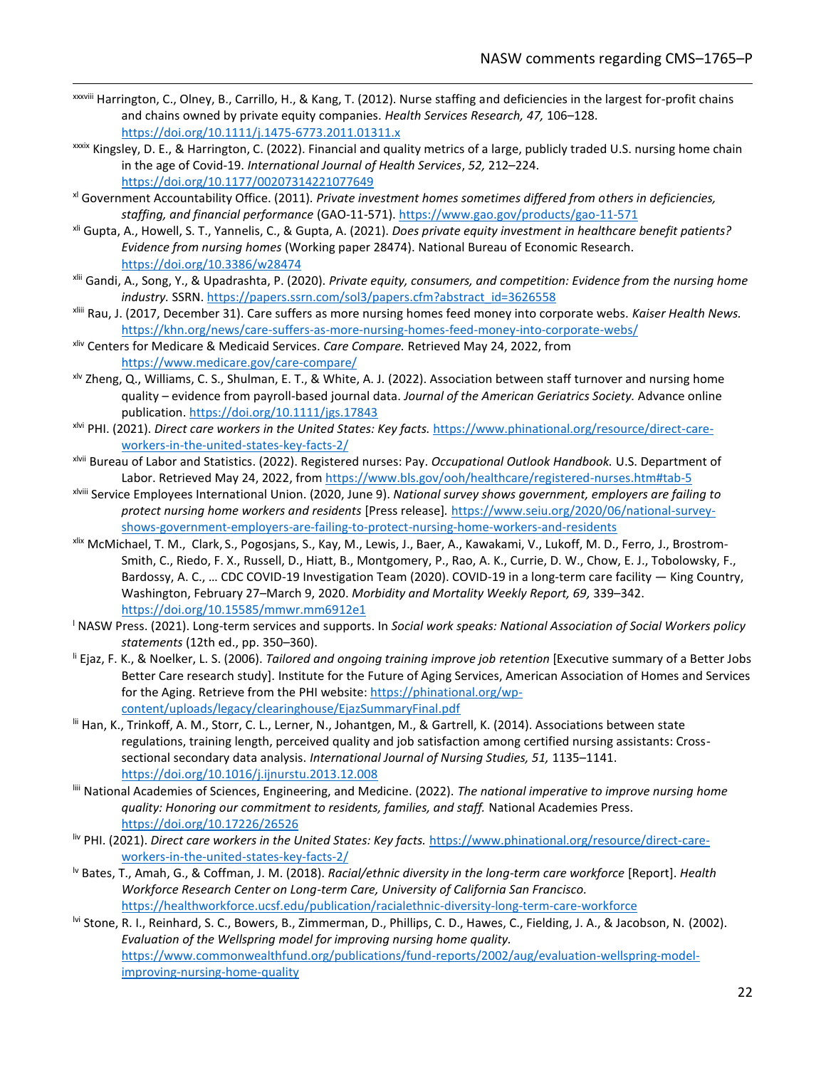[xxxviii] Harrington, C., Olney, B., Carrillo, H., & Kang, T. (2012). Nurse staffing and deficiencies in the largest for-profit chains and chains owned by private equity companies. *Health Services Research, 47,* 106–128. https://doi.org/10.1111/j.1475-6773.2011.01311.x

[xxxix] Kingsley, D. E., & Harrington, C. (2022). Financial and quality metrics of a large, publicly traded U.S. nursing home chain in the age of Covid-19. *International Journal of Health Services*, *52,* 212–224. https://doi.org/10.1177/00207314221077649

[xl] Government Accountability Office. (2011). *Private investment homes sometimes differed from others in deficiencies, staffing, and financial performance* (GAO-11-571). https://www.gao.gov/products/gao-11-571

[xli] Gupta, A., Howell, S. T., Yannelis, C., & Gupta, A. (2021). *Does private equity investment in healthcare benefit patients? Evidence from nursing homes* (Working paper 28474). National Bureau of Economic Research. https://doi.org/10.3386/w28474

[xlii] Gandi, A., Song, Y., & Upadrashta, P. (2020). *Private equity, consumers, and competition: Evidence from the nursing home industry.* SSRN. https://papers.ssrn.com/sol3/papers.cfm?abstract_id=3626558

[xliii] Rau, J. (2017, December 31). Care suffers as more nursing homes feed money into corporate webs. *Kaiser Health News.* https://khn.org/news/care-suffers-as-more-nursing-homes-feed-money-into-corporate-webs/

[xliv] Centers for Medicare & Medicaid Services. *Care Compare.* Retrieved May 24, 2022, from https://www.medicare.gov/care-compare/

[xlv] Zheng, Q., Williams, C. S., Shulman, E. T., & White, A. J. (2022). Association between staff turnover and nursing home quality – evidence from payroll-based journal data. *Journal of the American Geriatrics Society.* Advance online publication. https://doi.org/10.1111/jgs.17843

[xlvi] PHI. (2021). *Direct care workers in the United States: Key facts.* https://www.phinational.org/resource/direct-care-workers-in-the-united-states-key-facts-2/

[xlvii] Bureau of Labor and Statistics. (2022). Registered nurses: Pay. *Occupational Outlook Handbook.* U.S. Department of Labor. Retrieved May 24, 2022, from https://www.bls.gov/ooh/healthcare/registered-nurses.htm#tab-5

[xlviii] Service Employees International Union. (2020, June 9). *National survey shows government, employers are failing to protect nursing home workers and residents* [Press release]. https://www.seiu.org/2020/06/national-survey-shows-government-employers-are-failing-to-protect-nursing-home-workers-and-residents

[xlix] McMichael, T. M., Clark, S., Pogosjans, S., Kay, M., Lewis, J., Baer, A., Kawakami, V., Lukoff, M. D., Ferro, J., Brostrom-Smith, C., Riedo, F. X., Russell, D., Hiatt, B., Montgomery, P., Rao, A. K., Currie, D. W., Chow, E. J., Tobolowsky, F., Bardossy, A. C., … CDC COVID-19 Investigation Team (2020). COVID-19 in a long-term care facility — King Country, Washington, February 27–March 9, 2020. *Morbidity and Mortality Weekly Report, 69,* 339–342. https://doi.org/10.15585/mmwr.mm6912e1

[l] NASW Press. (2021). Long-term services and supports. In *Social work speaks: National Association of Social Workers policy statements* (12th ed., pp. 350–360).

[li] Ejaz, F. K., & Noelker, L. S. (2006). *Tailored and ongoing training improve job retention* [Executive summary of a Better Jobs Better Care research study]. Institute for the Future of Aging Services, American Association of Homes and Services for the Aging. Retrieve from the PHI website: https://phinational.org/wp-content/uploads/legacy/clearinghouse/EjazSummaryFinal.pdf

[lii] Han, K., Trinkoff, A. M., Storr, C. L., Lerner, N., Johantgen, M., & Gartrell, K. (2014). Associations between state regulations, training length, perceived quality and job satisfaction among certified nursing assistants: Cross-sectional secondary data analysis. *International Journal of Nursing Studies, 51,* 1135–1141. https://doi.org/10.1016/j.ijnurstu.2013.12.008

[liii] National Academies of Sciences, Engineering, and Medicine. (2022). *The national imperative to improve nursing home quality: Honoring our commitment to residents, families, and staff.* National Academies Press. https://doi.org/10.17226/26526

[liv] PHI. (2021). *Direct care workers in the United States: Key facts.* https://www.phinational.org/resource/direct-care-workers-in-the-united-states-key-facts-2/

[lv] Bates, T., Amah, G., & Coffman, J. M. (2018). *Racial/ethnic diversity in the long-term care workforce* [Report]. *Health Workforce Research Center on Long-term Care, University of California San Francisco.* https://healthworkforce.ucsf.edu/publication/racialethnic-diversity-long-term-care-workforce

[lvi] Stone, R. I., Reinhard, S. C., Bowers, B., Zimmerman, D., Phillips, C. D., Hawes, C., Fielding, J. A., & Jacobson, N. (2002). *Evaluation of the Wellspring model for improving nursing home quality.* https://www.commonwealthfund.org/publications/fund-reports/2002/aug/evaluation-wellspring-model-improving-nursing-home-quality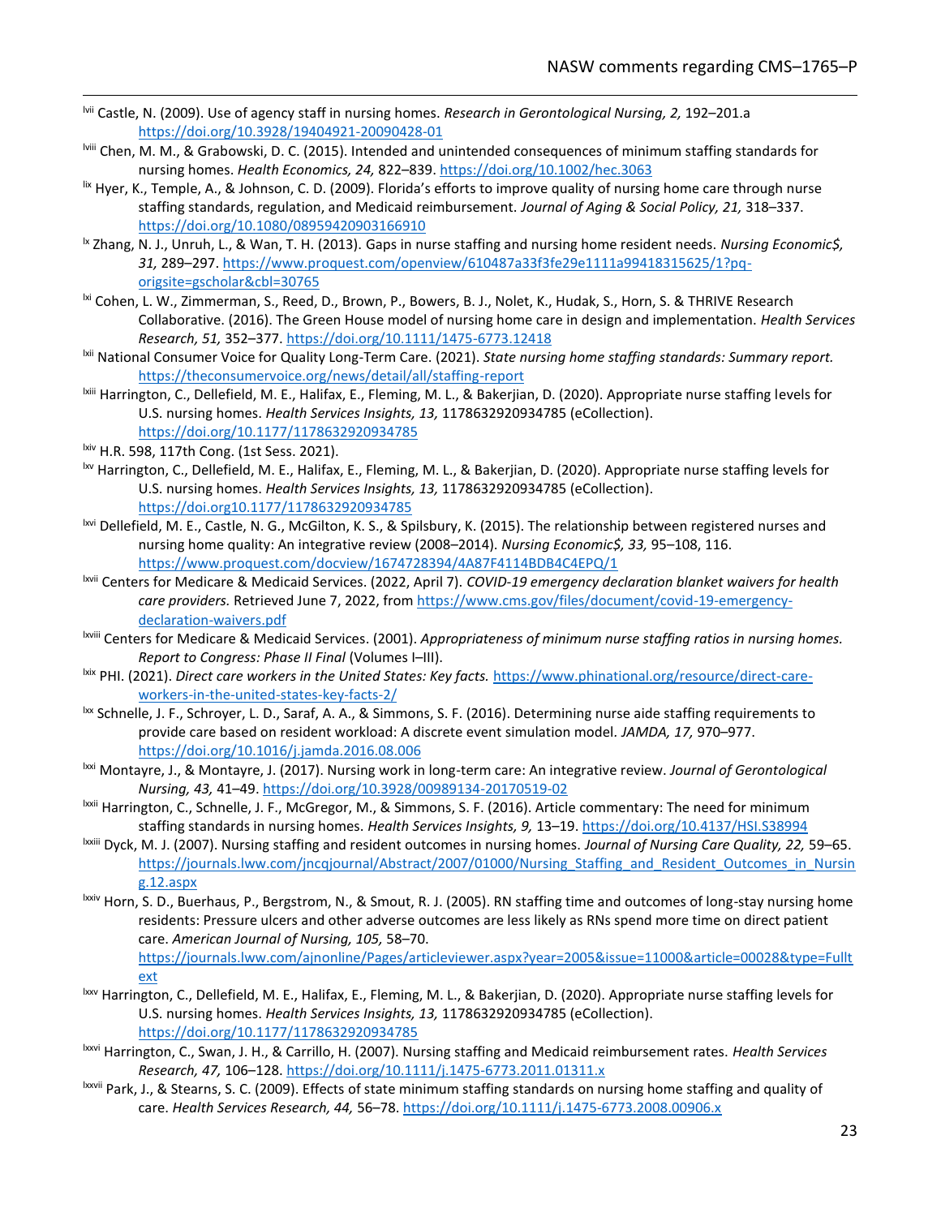[lvii] Castle, N. (2009). Use of agency staff in nursing homes. *Research in Gerontological Nursing, 2,* 192–201.a https://doi.org/10.3928/19404921-20090428-01

[lviii] Chen, M. M., & Grabowski, D. C. (2015). Intended and unintended consequences of minimum staffing standards for nursing homes. *Health Economics, 24,* 822–839. https://doi.org/10.1002/hec.3063

[lix] Hyer, K., Temple, A., & Johnson, C. D. (2009). Florida's efforts to improve quality of nursing home care through nurse staffing standards, regulation, and Medicaid reimbursement. *Journal of Aging & Social Policy, 21,* 318–337. https://doi.org/10.1080/08959420903166910

[lx] Zhang, N. J., Unruh, L., & Wan, T. H. (2013). Gaps in nurse staffing and nursing home resident needs. *Nursing Economic$, 31,* 289–297. https://www.proquest.com/openview/610487a33f3fe29e1111a99418315625/1?pq-origsite=gscholar&cbl=30765

[lxi] Cohen, L. W., Zimmerman, S., Reed, D., Brown, P., Bowers, B. J., Nolet, K., Hudak, S., Horn, S. & THRIVE Research Collaborative. (2016). The Green House model of nursing home care in design and implementation. *Health Services Research, 51,* 352–377. https://doi.org/10.1111/1475-6773.12418

[lxii] National Consumer Voice for Quality Long-Term Care. (2021). *State nursing home staffing standards: Summary report.* https://theconsumervoice.org/news/detail/all/staffing-report

[lxiii] Harrington, C., Dellefield, M. E., Halifax, E., Fleming, M. L., & Bakerjian, D. (2020). Appropriate nurse staffing levels for U.S. nursing homes. *Health Services Insights, 13,* 1178632920934785 (eCollection). https://doi.org/10.1177/1178632920934785

[lxiv] H.R. 598, 117th Cong. (1st Sess. 2021).

[lxv] Harrington, C., Dellefield, M. E., Halifax, E., Fleming, M. L., & Bakerjian, D. (2020). Appropriate nurse staffing levels for U.S. nursing homes. *Health Services Insights, 13,* 1178632920934785 (eCollection). https://doi.org10.1177/1178632920934785

[lxvi] Dellefield, M. E., Castle, N. G., McGilton, K. S., & Spilsbury, K. (2015). The relationship between registered nurses and nursing home quality: An integrative review (2008–2014). *Nursing Economic$, 33,* 95–108, 116. https://www.proquest.com/docview/1674728394/4A87F4114BDB4C4EPQ/1

[lxvii] Centers for Medicare & Medicaid Services. (2022, April 7). *COVID-19 emergency declaration blanket waivers for health care providers.* Retrieved June 7, 2022, from https://www.cms.gov/files/document/covid-19-emergency-declaration-waivers.pdf

[lxviii] Centers for Medicare & Medicaid Services. (2001). *Appropriateness of minimum nurse staffing ratios in nursing homes. Report to Congress: Phase II Final* (Volumes I–III).

[lxix] PHI. (2021). *Direct care workers in the United States: Key facts.* https://www.phinational.org/resource/direct-care-workers-in-the-united-states-key-facts-2/

[lxx] Schnelle, J. F., Schroyer, L. D., Saraf, A. A., & Simmons, S. F. (2016). Determining nurse aide staffing requirements to provide care based on resident workload: A discrete event simulation model. *JAMDA, 17,* 970–977. https://doi.org/10.1016/j.jamda.2016.08.006

[lxxi] Montayre, J., & Montayre, J. (2017). Nursing work in long-term care: An integrative review. *Journal of Gerontological Nursing, 43,* 41–49. https://doi.org/10.3928/00989134-20170519-02

[lxxii] Harrington, C., Schnelle, J. F., McGregor, M., & Simmons, S. F. (2016). Article commentary: The need for minimum staffing standards in nursing homes. *Health Services Insights, 9,* 13–19. https://doi.org/10.4137/HSI.S38994

[lxxiii] Dyck, M. J. (2007). Nursing staffing and resident outcomes in nursing homes. *Journal of Nursing Care Quality, 22,* 59–65. https://journals.lww.com/jncqjournal/Abstract/2007/01000/Nursing_Staffing_and_Resident_Outcomes_in_Nursing.12.aspx

[lxxiv] Horn, S. D., Buerhaus, P., Bergstrom, N., & Smout, R. J. (2005). RN staffing time and outcomes of long-stay nursing home residents: Pressure ulcers and other adverse outcomes are less likely as RNs spend more time on direct patient care. *American Journal of Nursing, 105,* 58–70. https://journals.lww.com/ajnonline/Pages/articleviewer.aspx?year=2005&issue=11000&article=00028&type=Fulltext

[lxxv] Harrington, C., Dellefield, M. E., Halifax, E., Fleming, M. L., & Bakerjian, D. (2020). Appropriate nurse staffing levels for U.S. nursing homes. *Health Services Insights, 13,* 1178632920934785 (eCollection). https://doi.org/10.1177/1178632920934785

[lxxvi] Harrington, C., Swan, J. H., & Carrillo, H. (2007). Nursing staffing and Medicaid reimbursement rates. *Health Services Research, 47,* 106–128. https://doi.org/10.1111/j.1475-6773.2011.01311.x

[lxxvii] Park, J., & Stearns, S. C. (2009). Effects of state minimum staffing standards on nursing home staffing and quality of care. *Health Services Research, 44,* 56–78. https://doi.org/10.1111/j.1475-6773.2008.00906.x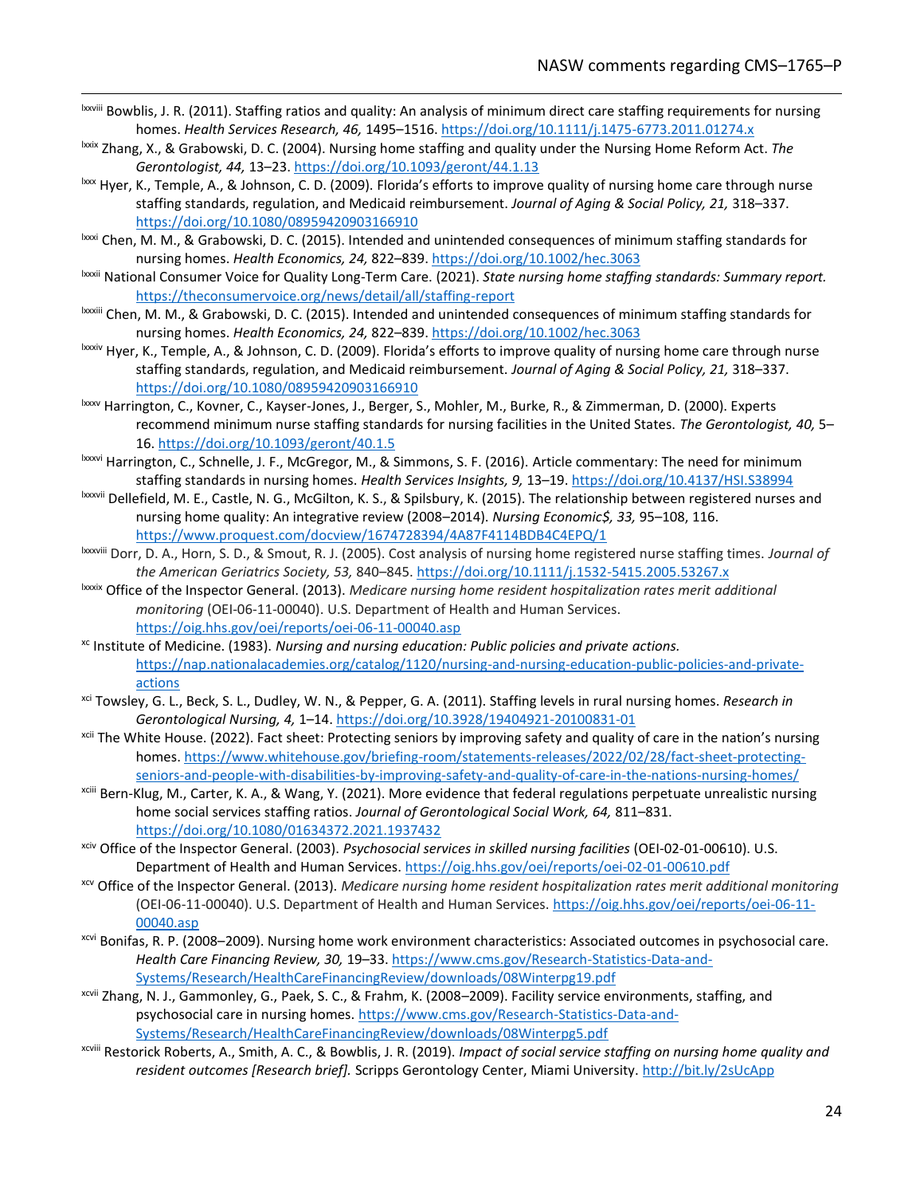[lxxviii] Bowblis, J. R. (2011). Staffing ratios and quality: An analysis of minimum direct care staffing requirements for nursing homes. *Health Services Research, 46,* 1495–1516. https://doi.org/10.1111/j.1475-6773.2011.01274.x

[lxxix] Zhang, X., & Grabowski, D. C. (2004). Nursing home staffing and quality under the Nursing Home Reform Act. *The Gerontologist, 44,* 13–23. https://doi.org/10.1093/geront/44.1.13

[lxxx] Hyer, K., Temple, A., & Johnson, C. D. (2009). Florida's efforts to improve quality of nursing home care through nurse staffing standards, regulation, and Medicaid reimbursement. *Journal of Aging & Social Policy, 21,* 318–337. https://doi.org/10.1080/08959420903166910

[lxxxi] Chen, M. M., & Grabowski, D. C. (2015). Intended and unintended consequences of minimum staffing standards for nursing homes. *Health Economics, 24,* 822–839. https://doi.org/10.1002/hec.3063

[lxxxii] National Consumer Voice for Quality Long-Term Care. (2021). *State nursing home staffing standards: Summary report.* https://theconsumervoice.org/news/detail/all/staffing-report

[lxxxiii] Chen, M. M., & Grabowski, D. C. (2015). Intended and unintended consequences of minimum staffing standards for nursing homes. *Health Economics, 24,* 822–839. https://doi.org/10.1002/hec.3063

[lxxxiv] Hyer, K., Temple, A., & Johnson, C. D. (2009). Florida's efforts to improve quality of nursing home care through nurse staffing standards, regulation, and Medicaid reimbursement. *Journal of Aging & Social Policy, 21,* 318–337. https://doi.org/10.1080/08959420903166910

[lxxxv] Harrington, C., Kovner, C., Kayser-Jones, J., Berger, S., Mohler, M., Burke, R., & Zimmerman, D. (2000). Experts recommend minimum nurse staffing standards for nursing facilities in the United States. *The Gerontologist, 40,* 5–16. https://doi.org/10.1093/geront/40.1.5

[lxxxvi] Harrington, C., Schnelle, J. F., McGregor, M., & Simmons, S. F. (2016). Article commentary: The need for minimum staffing standards in nursing homes. *Health Services Insights, 9,* 13–19. https://doi.org/10.4137/HSI.S38994

[lxxxvii] Dellefield, M. E., Castle, N. G., McGilton, K. S., & Spilsbury, K. (2015). The relationship between registered nurses and nursing home quality: An integrative review (2008–2014). *Nursing Economic$, 33,* 95–108, 116. https://www.proquest.com/docview/1674728394/4A87F4114BDB4C4EPQ/1

[lxxxviii] Dorr, D. A., Horn, S. D., & Smout, R. J. (2005). Cost analysis of nursing home registered nurse staffing times. *Journal of the American Geriatrics Society, 53,* 840–845. https://doi.org/10.1111/j.1532-5415.2005.53267.x

[lxxxix] Office of the Inspector General. (2013). *Medicare nursing home resident hospitalization rates merit additional monitoring* (OEI-06-11-00040). U.S. Department of Health and Human Services. https://oig.hhs.gov/oei/reports/oei-06-11-00040.asp

[xc] Institute of Medicine. (1983). *Nursing and nursing education: Public policies and private actions.* https://nap.nationalacademies.org/catalog/1120/nursing-and-nursing-education-public-policies-and-private-actions

[xci] Towsley, G. L., Beck, S. L., Dudley, W. N., & Pepper, G. A. (2011). Staffing levels in rural nursing homes. *Research in Gerontological Nursing, 4,* 1–14. https://doi.org/10.3928/19404921-20100831-01

[xcii] The White House. (2022). Fact sheet: Protecting seniors by improving safety and quality of care in the nation's nursing homes. https://www.whitehouse.gov/briefing-room/statements-releases/2022/02/28/fact-sheet-protecting-seniors-and-people-with-disabilities-by-improving-safety-and-quality-of-care-in-the-nations-nursing-homes/

[xciii] Bern-Klug, M., Carter, K. A., & Wang, Y. (2021). More evidence that federal regulations perpetuate unrealistic nursing home social services staffing ratios. *Journal of Gerontological Social Work, 64,* 811–831. https://doi.org/10.1080/01634372.2021.1937432

[xciv] Office of the Inspector General. (2003). *Psychosocial services in skilled nursing facilities* (OEI-02-01-00610). U.S. Department of Health and Human Services. https://oig.hhs.gov/oei/reports/oei-02-01-00610.pdf

[xcv] Office of the Inspector General. (2013). *Medicare nursing home resident hospitalization rates merit additional monitoring* (OEI-06-11-00040). U.S. Department of Health and Human Services. https://oig.hhs.gov/oei/reports/oei-06-11-00040.asp

[xcvi] Bonifas, R. P. (2008–2009). Nursing home work environment characteristics: Associated outcomes in psychosocial care. *Health Care Financing Review, 30,* 19–33. https://www.cms.gov/Research-Statistics-Data-and-Systems/Research/HealthCareFinancingReview/downloads/08Winterpg19.pdf

[xcvii] Zhang, N. J., Gammonley, G., Paek, S. C., & Frahm, K. (2008–2009). Facility service environments, staffing, and psychosocial care in nursing homes. https://www.cms.gov/Research-Statistics-Data-and-Systems/Research/HealthCareFinancingReview/downloads/08Winterpg5.pdf

[xcviii] Restorick Roberts, A., Smith, A. C., & Bowblis, J. R. (2019). *Impact of social service staffing on nursing home quality and resident outcomes [Research brief].* Scripps Gerontology Center, Miami University. http://bit.ly/2sUcApp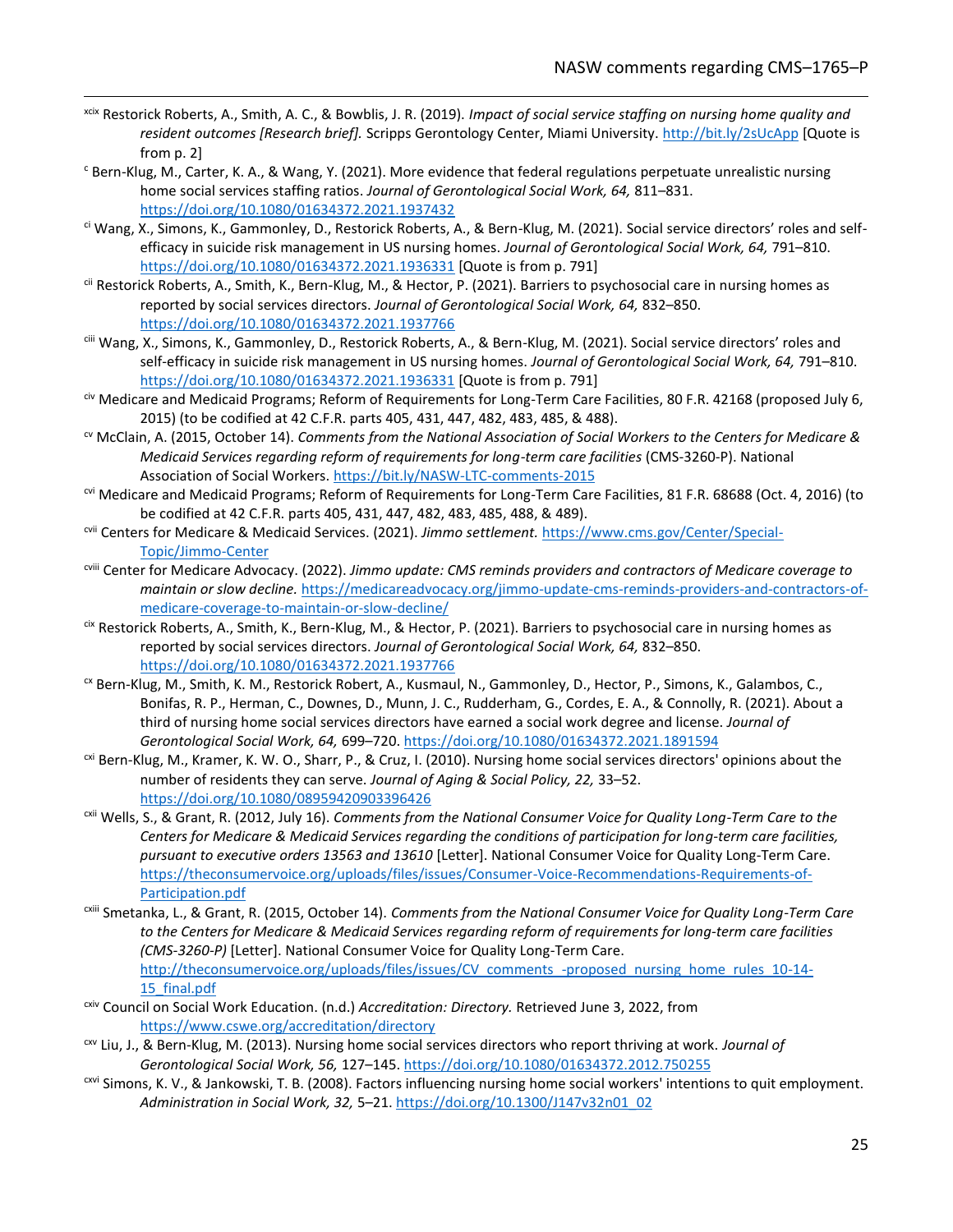[xcix] Restorick Roberts, A., Smith, A. C., & Bowblis, J. R. (2019). *Impact of social service staffing on nursing home quality and resident outcomes [Research brief].* Scripps Gerontology Center, Miami University. http://bit.ly/2sUcApp [Quote is from p. 2]

[c] Bern-Klug, M., Carter, K. A., & Wang, Y. (2021). More evidence that federal regulations perpetuate unrealistic nursing home social services staffing ratios. *Journal of Gerontological Social Work, 64,* 811–831. https://doi.org/10.1080/01634372.2021.1937432

[ci] Wang, X., Simons, K., Gammonley, D., Restorick Roberts, A., & Bern-Klug, M. (2021). Social service directors' roles and self-efficacy in suicide risk management in US nursing homes. *Journal of Gerontological Social Work, 64,* 791–810. https://doi.org/10.1080/01634372.2021.1936331 [Quote is from p. 791]

[cii] Restorick Roberts, A., Smith, K., Bern-Klug, M., & Hector, P. (2021). Barriers to psychosocial care in nursing homes as reported by social services directors. *Journal of Gerontological Social Work, 64,* 832–850. https://doi.org/10.1080/01634372.2021.1937766

[ciii] Wang, X., Simons, K., Gammonley, D., Restorick Roberts, A., & Bern-Klug, M. (2021). Social service directors' roles and self-efficacy in suicide risk management in US nursing homes. *Journal of Gerontological Social Work, 64,* 791–810. https://doi.org/10.1080/01634372.2021.1936331 [Quote is from p. 791]

[civ] Medicare and Medicaid Programs; Reform of Requirements for Long-Term Care Facilities, 80 F.R. 42168 (proposed July 6, 2015) (to be codified at 42 C.F.R. parts 405, 431, 447, 482, 483, 485, & 488).

[cv] McClain, A. (2015, October 14). *Comments from the National Association of Social Workers to the Centers for Medicare & Medicaid Services regarding reform of requirements for long-term care facilities* (CMS-3260-P). National Association of Social Workers. https://bit.ly/NASW-LTC-comments-2015

[cvi] Medicare and Medicaid Programs; Reform of Requirements for Long-Term Care Facilities, 81 F.R. 68688 (Oct. 4, 2016) (to be codified at 42 C.F.R. parts 405, 431, 447, 482, 483, 485, 488, & 489).

[cvii] Centers for Medicare & Medicaid Services. (2021). *Jimmo settlement.* https://www.cms.gov/Center/Special-Topic/Jimmo-Center

[cviii] Center for Medicare Advocacy. (2022). *Jimmo update: CMS reminds providers and contractors of Medicare coverage to maintain or slow decline.* https://medicareadvocacy.org/jimmo-update-cms-reminds-providers-and-contractors-of-medicare-coverage-to-maintain-or-slow-decline/

[cix] Restorick Roberts, A., Smith, K., Bern-Klug, M., & Hector, P. (2021). Barriers to psychosocial care in nursing homes as reported by social services directors. *Journal of Gerontological Social Work, 64,* 832–850. https://doi.org/10.1080/01634372.2021.1937766

[cx] Bern-Klug, M., Smith, K. M., Restorick Robert, A., Kusmaul, N., Gammonley, D., Hector, P., Simons, K., Galambos, C., Bonifas, R. P., Herman, C., Downes, D., Munn, J. C., Rudderham, G., Cordes, E. A., & Connolly, R. (2021). About a third of nursing home social services directors have earned a social work degree and license. *Journal of Gerontological Social Work, 64,* 699–720. https://doi.org/10.1080/01634372.2021.1891594

[cxi] Bern-Klug, M., Kramer, K. W. O., Sharr, P., & Cruz, I. (2010). Nursing home social services directors' opinions about the number of residents they can serve. *Journal of Aging & Social Policy, 22,* 33–52. https://doi.org/10.1080/08959420903396426

[cxii] Wells, S., & Grant, R. (2012, July 16). *Comments from the National Consumer Voice for Quality Long-Term Care to the Centers for Medicare & Medicaid Services regarding the conditions of participation for long-term care facilities, pursuant to executive orders 13563 and 13610* [Letter]. National Consumer Voice for Quality Long-Term Care. https://theconsumervoice.org/uploads/files/issues/Consumer-Voice-Recommendations-Requirements-of-Participation.pdf

[cxiii] Smetanka, L., & Grant, R. (2015, October 14). *Comments from the National Consumer Voice for Quality Long-Term Care to the Centers for Medicare & Medicaid Services regarding reform of requirements for long-term care facilities (CMS-3260-P)* [Letter]. National Consumer Voice for Quality Long-Term Care. http://theconsumervoice.org/uploads/files/issues/CV_comments_-proposed_nursing_home_rules_10-14-15_final.pdf

[cxiv] Council on Social Work Education. (n.d.) *Accreditation: Directory.* Retrieved June 3, 2022, from https://www.cswe.org/accreditation/directory

[cxv] Liu, J., & Bern-Klug, M. (2013). Nursing home social services directors who report thriving at work. *Journal of Gerontological Social Work, 56,* 127–145. https://doi.org/10.1080/01634372.2012.750255

[cxvi] Simons, K. V., & Jankowski, T. B. (2008). Factors influencing nursing home social workers' intentions to quit employment. *Administration in Social Work, 32,* 5–21. https://doi.org/10.1300/J147v32n01_02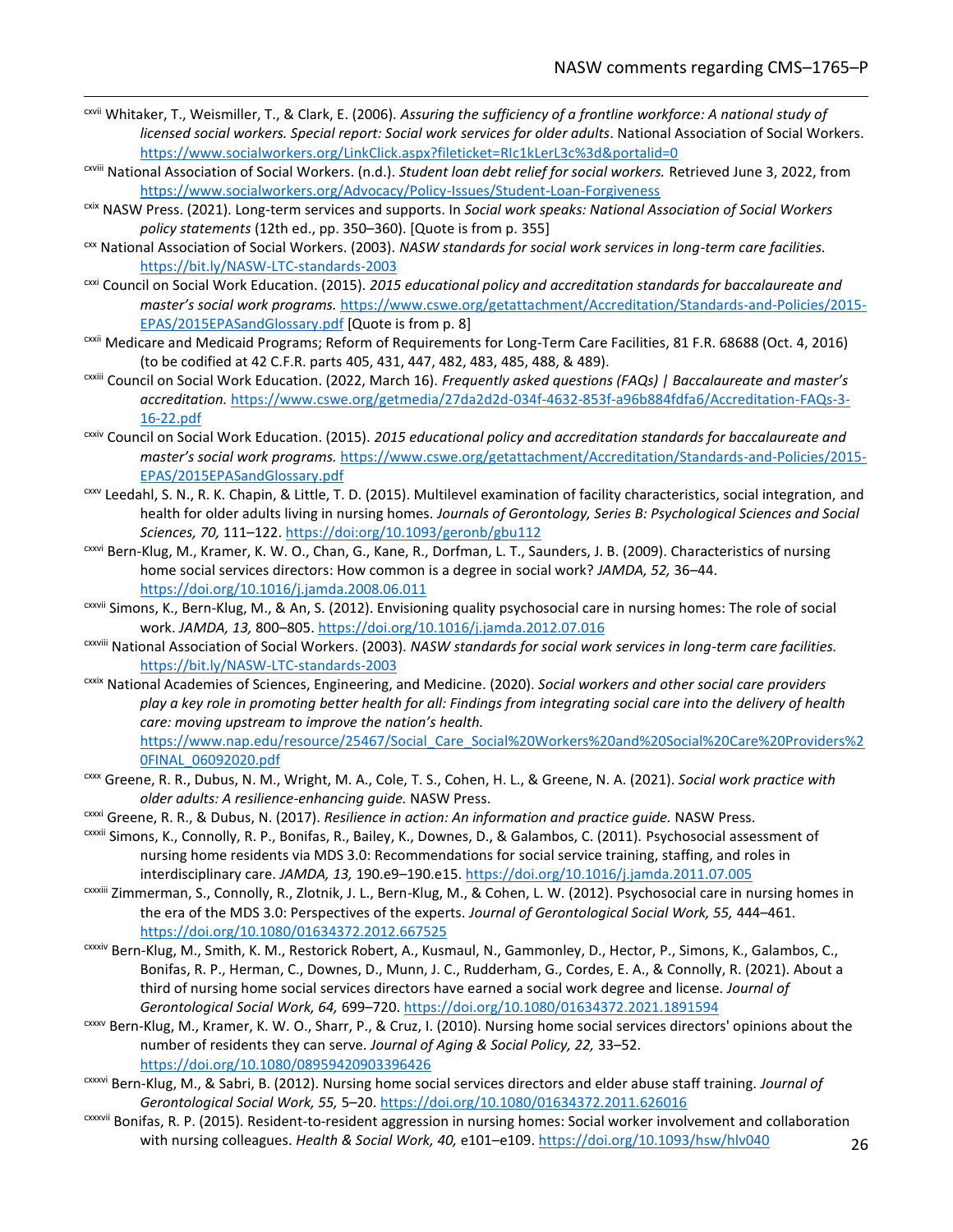[cxvii] Whitaker, T., Weismiller, T., & Clark, E. (2006). *Assuring the sufficiency of a frontline workforce: A national study of licensed social workers. Special report: Social work services for older adults*. National Association of Social Workers. https://www.socialworkers.org/LinkClick.aspx?fileticket=RIc1kLerL3c%3d&portalid=0

[cxviii] National Association of Social Workers. (n.d.). *Student loan debt relief for social workers.* Retrieved June 3, 2022, from https://www.socialworkers.org/Advocacy/Policy-Issues/Student-Loan-Forgiveness

[cxix] NASW Press. (2021). Long-term services and supports. In *Social work speaks: National Association of Social Workers policy statements* (12th ed., pp. 350–360). [Quote is from p. 355]

[cxx] National Association of Social Workers. (2003). *NASW standards for social work services in long-term care facilities.* https://bit.ly/NASW-LTC-standards-2003

[cxxi] Council on Social Work Education. (2015). *2015 educational policy and accreditation standards for baccalaureate and master's social work programs.* https://www.cswe.org/getattachment/Accreditation/Standards-and-Policies/2015-EPAS/2015EPASandGlossary.pdf [Quote is from p. 8]

[cxxii] Medicare and Medicaid Programs; Reform of Requirements for Long-Term Care Facilities, 81 F.R. 68688 (Oct. 4, 2016) (to be codified at 42 C.F.R. parts 405, 431, 447, 482, 483, 485, 488, & 489).

[cxxiii] Council on Social Work Education. (2022, March 16). *Frequently asked questions (FAQs) | Baccalaureate and master's accreditation.* https://www.cswe.org/getmedia/27da2d2d-034f-4632-853f-a96b884fdfa6/Accreditation-FAQs-3-16-22.pdf

[cxxiv] Council on Social Work Education. (2015). *2015 educational policy and accreditation standards for baccalaureate and master's social work programs.* https://www.cswe.org/getattachment/Accreditation/Standards-and-Policies/2015-EPAS/2015EPASandGlossary.pdf

[cxxv] Leedahl, S. N., R. K. Chapin, & Little, T. D. (2015). Multilevel examination of facility characteristics, social integration, and health for older adults living in nursing homes. *Journals of Gerontology, Series B: Psychological Sciences and Social Sciences, 70,* 111–122. https://doi:org/10.1093/geronb/gbu112

[cxxvi] Bern-Klug, M., Kramer, K. W. O., Chan, G., Kane, R., Dorfman, L. T., Saunders, J. B. (2009). Characteristics of nursing home social services directors: How common is a degree in social work? *JAMDA, 52,* 36–44. https://doi.org/10.1016/j.jamda.2008.06.011

[cxxvii] Simons, K., Bern-Klug, M., & An, S. (2012). Envisioning quality psychosocial care in nursing homes: The role of social work. *JAMDA, 13,* 800–805. https://doi.org/10.1016/j.jamda.2012.07.016

[cxxviii] National Association of Social Workers. (2003). *NASW standards for social work services in long-term care facilities.* https://bit.ly/NASW-LTC-standards-2003

[cxxix] National Academies of Sciences, Engineering, and Medicine. (2020). *Social workers and other social care providers play a key role in promoting better health for all: Findings from integrating social care into the delivery of health care: moving upstream to improve the nation's health.* https://www.nap.edu/resource/25467/Social_Care_Social%20Workers%20and%20Social%20Care%20Providers%20FINAL_06092020.pdf

[cxxx] Greene, R. R., Dubus, N. M., Wright, M. A., Cole, T. S., Cohen, H. L., & Greene, N. A. (2021). *Social work practice with older adults: A resilience-enhancing guide.* NASW Press.

[cxxxi] Greene, R. R., & Dubus, N. (2017). *Resilience in action: An information and practice guide.* NASW Press.

[cxxxii] Simons, K., Connolly, R. P., Bonifas, R., Bailey, K., Downes, D., & Galambos, C. (2011). Psychosocial assessment of nursing home residents via MDS 3.0: Recommendations for social service training, staffing, and roles in interdisciplinary care. *JAMDA, 13,* 190.e9–190.e15. https://doi.org/10.1016/j.jamda.2011.07.005

[cxxxiii] Zimmerman, S., Connolly, R., Zlotnik, J. L., Bern-Klug, M., & Cohen, L. W. (2012). Psychosocial care in nursing homes in the era of the MDS 3.0: Perspectives of the experts. *Journal of Gerontological Social Work, 55,* 444–461. https://doi.org/10.1080/01634372.2012.667525

[cxxxiv] Bern-Klug, M., Smith, K. M., Restorick Robert, A., Kusmaul, N., Gammonley, D., Hector, P., Simons, K., Galambos, C., Bonifas, R. P., Herman, C., Downes, D., Munn, J. C., Rudderham, G., Cordes, E. A., & Connolly, R. (2021). About a third of nursing home social services directors have earned a social work degree and license. *Journal of Gerontological Social Work, 64,* 699–720. https://doi.org/10.1080/01634372.2021.1891594

[cxxxv] Bern-Klug, M., Kramer, K. W. O., Sharr, P., & Cruz, I. (2010). Nursing home social services directors' opinions about the number of residents they can serve. *Journal of Aging & Social Policy, 22,* 33–52. https://doi.org/10.1080/08959420903396426

[cxxxvi] Bern-Klug, M., & Sabri, B. (2012). Nursing home social services directors and elder abuse staff training. *Journal of Gerontological Social Work, 55,* 5–20. https://doi.org/10.1080/01634372.2011.626016

[cxxxvii] Bonifas, R. P. (2015). Resident-to-resident aggression in nursing homes: Social worker involvement and collaboration with nursing colleagues. *Health & Social Work, 40,* e101–e109. https://doi.org/10.1093/hsw/hlv040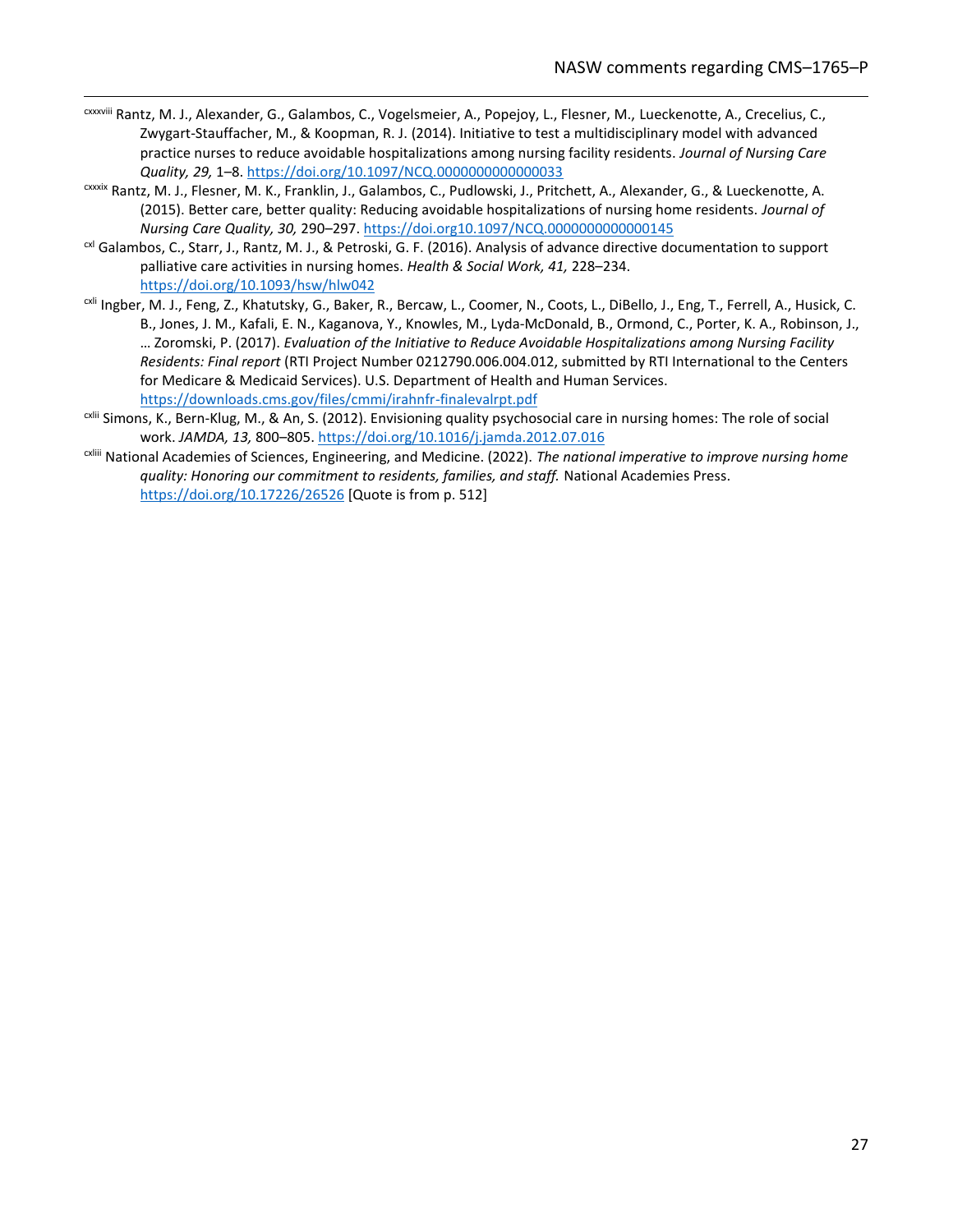[cxxxviii] Rantz, M. J., Alexander, G., Galambos, C., Vogelsmeier, A., Popejoy, L., Flesner, M., Lueckenotte, A., Crecelius, C., Zwygart-Stauffacher, M., & Koopman, R. J. (2014). Initiative to test a multidisciplinary model with advanced practice nurses to reduce avoidable hospitalizations among nursing facility residents. *Journal of Nursing Care Quality, 29,* 1–8. https://doi.org/10.1097/NCQ.0000000000000033

[cxxxix] Rantz, M. J., Flesner, M. K., Franklin, J., Galambos, C., Pudlowski, J., Pritchett, A., Alexander, G., & Lueckenotte, A. (2015). Better care, better quality: Reducing avoidable hospitalizations of nursing home residents. *Journal of Nursing Care Quality, 30,* 290–297. https://doi.org10.1097/NCQ.0000000000000145

[cxl] Galambos, C., Starr, J., Rantz, M. J., & Petroski, G. F. (2016). Analysis of advance directive documentation to support palliative care activities in nursing homes. *Health & Social Work, 41,* 228–234. https://doi.org/10.1093/hsw/hlw042

[cxli] Ingber, M. J., Feng, Z., Khatutsky, G., Baker, R., Bercaw, L., Coomer, N., Coots, L., DiBello, J., Eng, T., Ferrell, A., Husick, C. B., Jones, J. M., Kafali, E. N., Kaganova, Y., Knowles, M., Lyda-McDonald, B., Ormond, C., Porter, K. A., Robinson, J., … Zoromski, P. (2017). *Evaluation of the Initiative to Reduce Avoidable Hospitalizations among Nursing Facility Residents: Final report* (RTI Project Number 0212790.006.004.012, submitted by RTI International to the Centers for Medicare & Medicaid Services). U.S. Department of Health and Human Services. https://downloads.cms.gov/files/cmmi/irahnfr-finalevalrpt.pdf

[cxlii] Simons, K., Bern-Klug, M., & An, S. (2012). Envisioning quality psychosocial care in nursing homes: The role of social work. *JAMDA, 13,* 800–805. https://doi.org/10.1016/j.jamda.2012.07.016

[cxliii] National Academies of Sciences, Engineering, and Medicine. (2022). *The national imperative to improve nursing home quality: Honoring our commitment to residents, families, and staff.* National Academies Press. https://doi.org/10.17226/26526 [Quote is from p. 512]